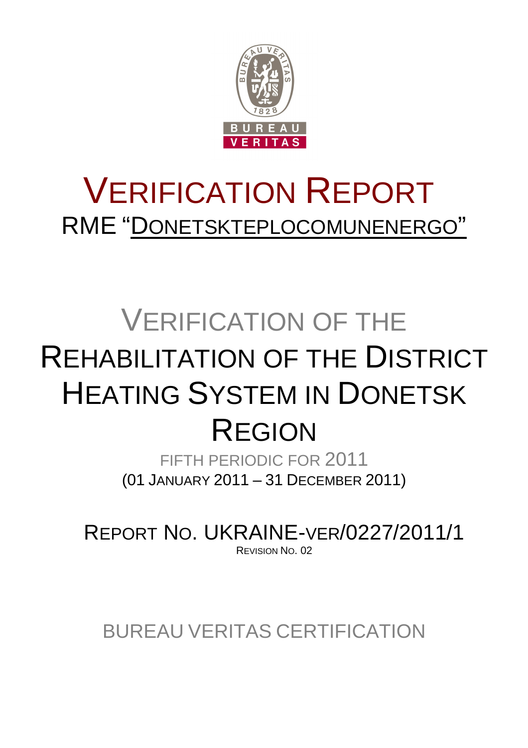# VERIFICATION REPORT

## RME "DONETSKTEPLOCOMUNENERGO"

# VERIFICATION OF THE REHABILITATION OF THE DISTRICT HEATING SYSTEM IN DONETSK REGION

FIFTH PERIODIC FOR 2011

(01 JANUARY 2011 – 31 DECEMBER 2011)

REPORT NO. UKRAINE-VER/0227/2011/1

REVISION NO. 02

BUREAU VERITAS CERTIFICATION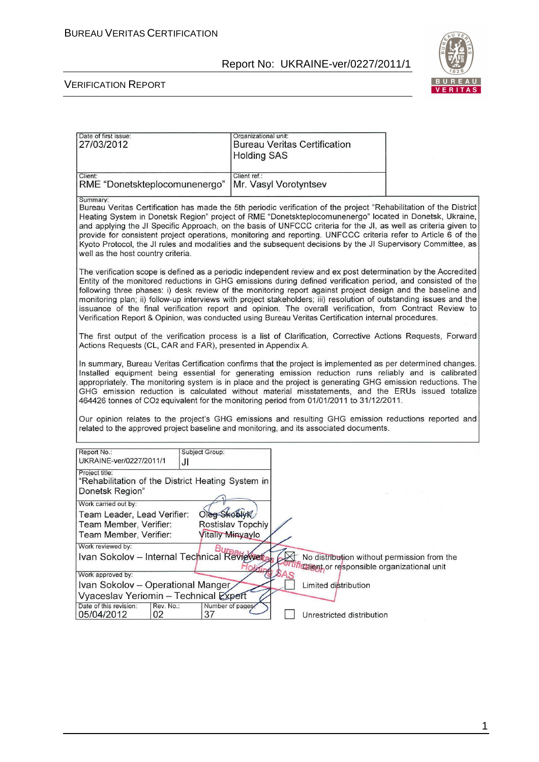| Date of first issue: 27/03/2012 | Organizational unit: Bureau Veritas Certification Holding SAS |
|---|---|
| Client: RME "Donetskteplocomunenergo" | Client ref.: Mr. Vasyl Vorotyntsev |

**Summary:**

Bureau Veritas Certification has made the 5th periodic verification of the project "Rehabilitation of the District Heating System in Donetsk Region" project of RME "Donetskteplocomunenergo" located in Donetsk, Ukraine, and applying the JI Specific Approach, on the basis of UNFCCC criteria for the JI, as well as criteria given to provide for consistent project operations, monitoring and reporting. UNFCCC criteria refer to Article 6 of the Kyoto Protocol, the JI rules and modalities and the subsequent decisions by the JI Supervisory Committee, as well as the host country criteria.

The verification scope is defined as a periodic independent review and ex post determination by the Accredited Entity of the monitored reductions in GHG emissions during defined verification period, and consisted of the following three phases: i) desk review of the monitoring report against project design and the baseline and monitoring plan; ii) follow-up interviews with project stakeholders; iii) resolution of outstanding issues and the issuance of the final verification report and opinion. The overall verification, from Contract Review to Verification Report & Opinion, was conducted using Bureau Veritas Certification internal procedures.

The first output of the verification process is a list of Clarification, Corrective Actions Requests, Forward Actions Requests (CL, CAR and FAR), presented in Appendix A.

In summary, Bureau Veritas Certification confirms that the project is implemented as per determined changes. Installed equipment being essential for generating emission reduction runs reliably and is calibrated appropriately. The monitoring system is in place and the project is generating GHG emission reductions. The GHG emission reduction is calculated without material misstatements, and the ERUs issued totalize 464426 tonnes of $CO_2$ equivalent for the monitoring period from 01/01/2011 to 31/12/2011.

Our opinion relates to the project's GHG emissions and resulting GHG emission reductions reported and related to the approved project baseline and monitoring, and its associated documents.

| Report No.: UKRAINE-ver/0227/2011/1 | Subject Group: JI | |
|---|---|---|
| Project title: "Rehabilitation of the District Heating System in Donetsk Region" | | |
| Work carried out by: Team Leader, Lead Verifier: Oleg Skoblyk; Team Member, Verifier: Rostislav Topchiy; Team Member, Verifier: Vitaliy Minyaylo | | |
| Work reviewed by: Ivan Sokolov – Internal Technical Reviewer | | ☒ No distribution without permission from the Client or responsible organizational unit |
| Work approved by: Ivan Sokolov – Operational Manger; Vyaceslav Yeriomin – Technical Expert | | ☐ Limited distribution |
| Date of this revision: 05/04/2012 | Rev. No.: 02 | Number of pages: 37 | ☐ Unrestricted distribution |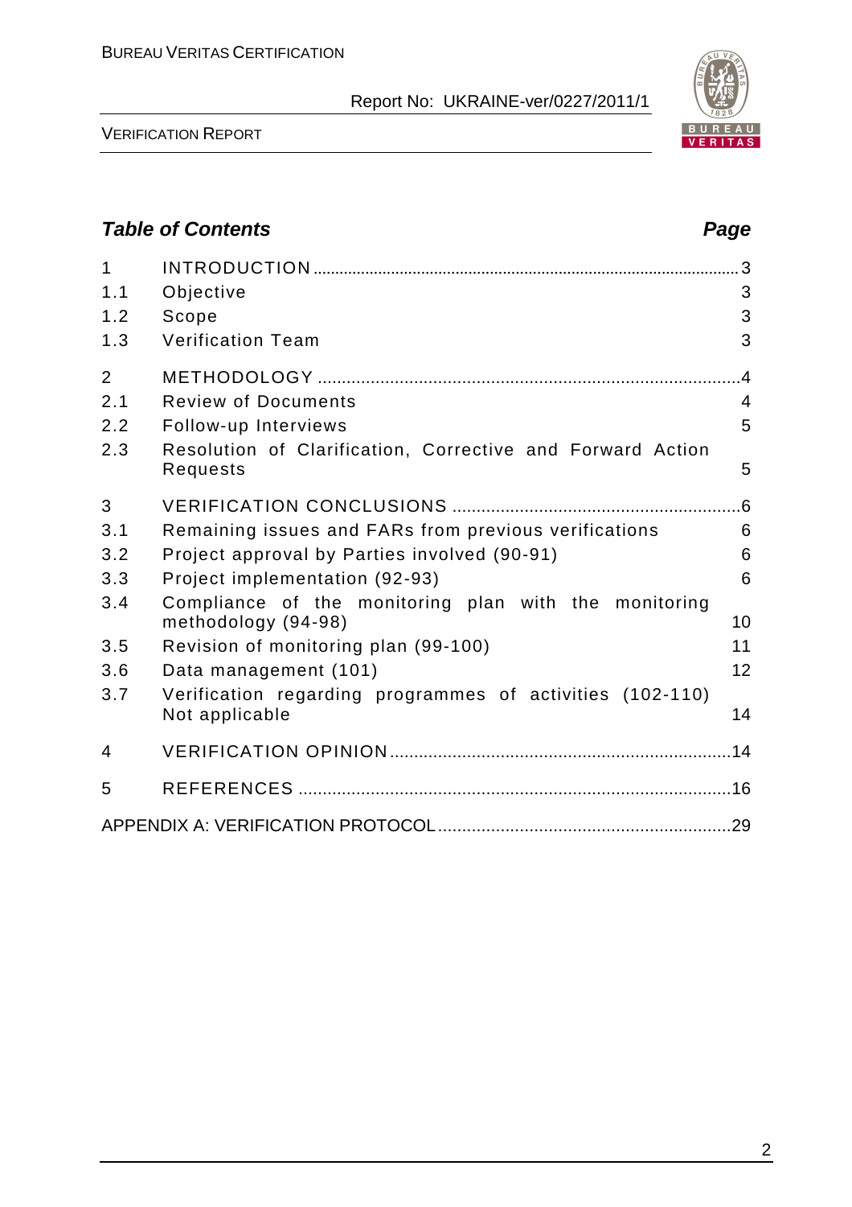## Table of Contents

| | | Page |
|---|---|---|
| 1 | INTRODUCTION | 3 |
| 1.1 | Objective | 3 |
| 1.2 | Scope | 3 |
| 1.3 | Verification Team | 3 |
| 2 | METHODOLOGY | 4 |
| 2.1 | Review of Documents | 4 |
| 2.2 | Follow-up Interviews | 5 |
| 2.3 | Resolution of Clarification, Corrective and Forward Action Requests | 5 |
| 3 | VERIFICATION CONCLUSIONS | 6 |
| 3.1 | Remaining issues and FARs from previous verifications | 6 |
| 3.2 | Project approval by Parties involved (90-91) | 6 |
| 3.3 | Project implementation (92-93) | 6 |
| 3.4 | Compliance of the monitoring plan with the monitoring methodology (94-98) | 10 |
| 3.5 | Revision of monitoring plan (99-100) | 11 |
| 3.6 | Data management (101) | 12 |
| 3.7 | Verification regarding programmes of activities (102-110) Not applicable | 14 |
| 4 | VERIFICATION OPINION | 14 |
| 5 | REFERENCES | 16 |
| | APPENDIX A: VERIFICATION PROTOCOL | 29 |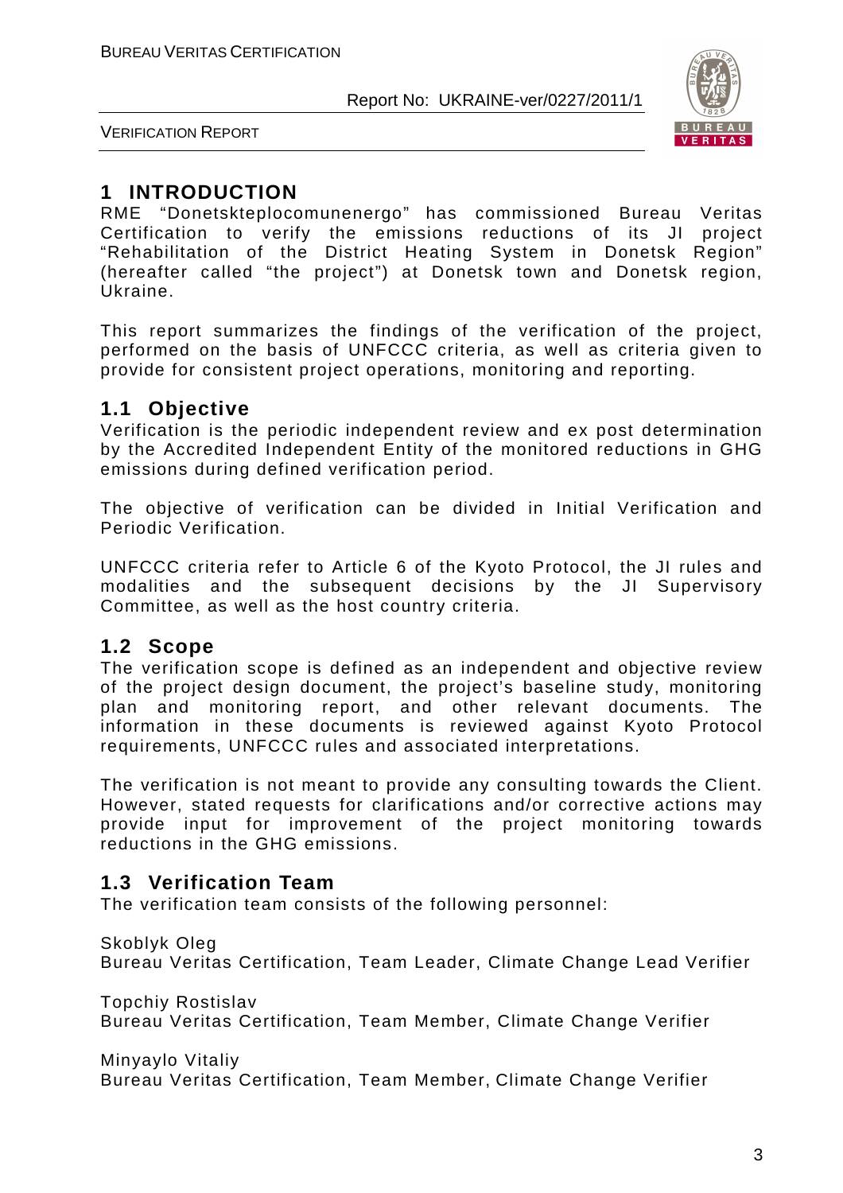# 1 INTRODUCTION

RME "Donetskteplocomunenergo" has commissioned Bureau Veritas Certification to verify the emissions reductions of its JI project "Rehabilitation of the District Heating System in Donetsk Region" (hereafter called "the project") at Donetsk town and Donetsk region, Ukraine.

This report summarizes the findings of the verification of the project, performed on the basis of UNFCCC criteria, as well as criteria given to provide for consistent project operations, monitoring and reporting.

## 1.1 Objective

Verification is the periodic independent review and ex post determination by the Accredited Independent Entity of the monitored reductions in GHG emissions during defined verification period.

The objective of verification can be divided in Initial Verification and Periodic Verification.

UNFCCC criteria refer to Article 6 of the Kyoto Protocol, the JI rules and modalities and the subsequent decisions by the JI Supervisory Committee, as well as the host country criteria.

## 1.2 Scope

The verification scope is defined as an independent and objective review of the project design document, the project's baseline study, monitoring plan and monitoring report, and other relevant documents. The information in these documents is reviewed against Kyoto Protocol requirements, UNFCCC rules and associated interpretations.

The verification is not meant to provide any consulting towards the Client. However, stated requests for clarifications and/or corrective actions may provide input for improvement of the project monitoring towards reductions in the GHG emissions.

## 1.3 Verification Team

The verification team consists of the following personnel:

Skoblyk Oleg
Bureau Veritas Certification, Team Leader, Climate Change Lead Verifier

Topchiy Rostislav
Bureau Veritas Certification, Team Member, Climate Change Verifier

Minyaylo Vitaliy
Bureau Veritas Certification, Team Member, Climate Change Verifier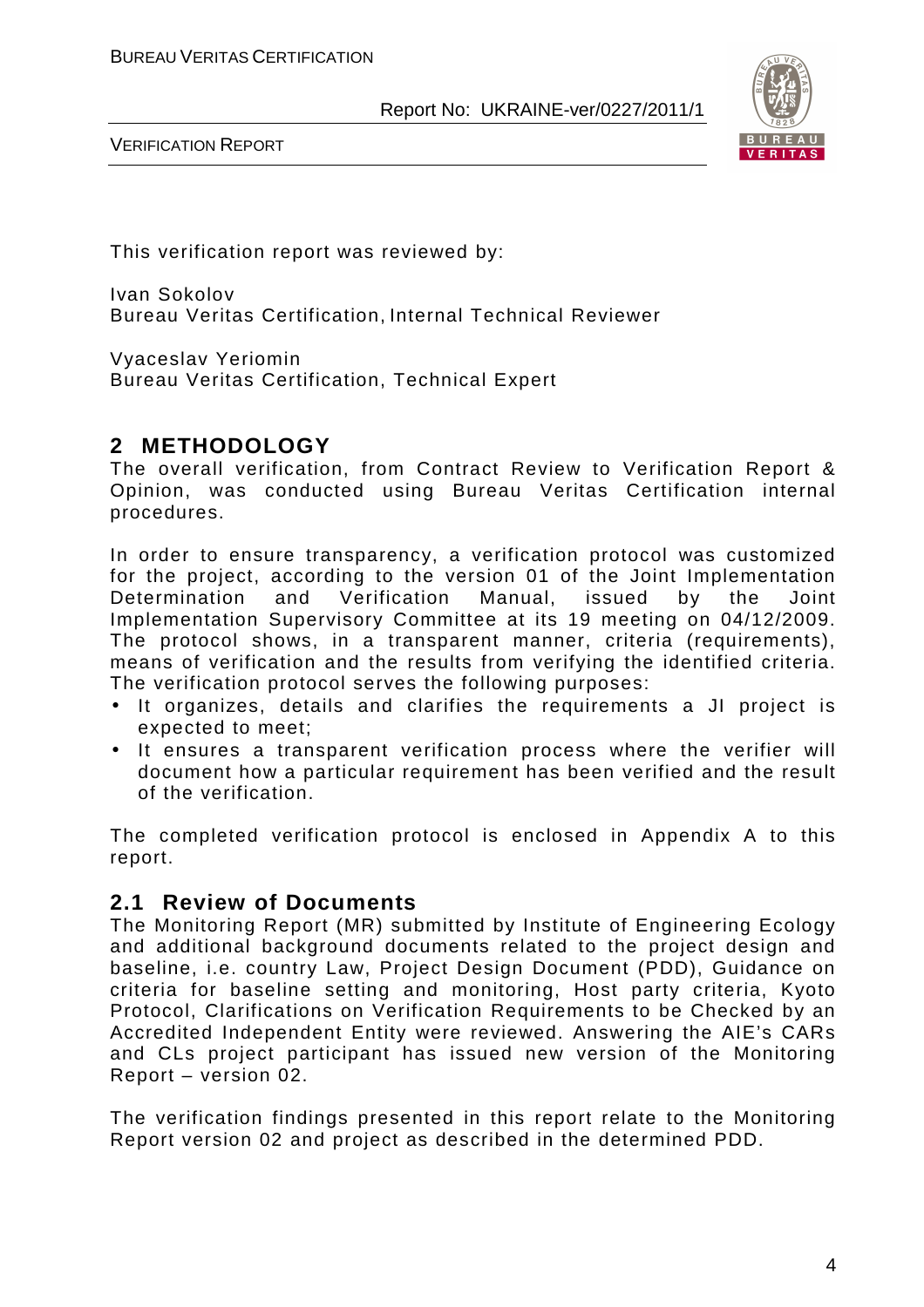This verification report was reviewed by:

Ivan Sokolov
Bureau Veritas Certification, Internal Technical Reviewer

Vyaceslav Yeriomin
Bureau Veritas Certification, Technical Expert

## 2 METHODOLOGY

The overall verification, from Contract Review to Verification Report & Opinion, was conducted using Bureau Veritas Certification internal procedures.

In order to ensure transparency, a verification protocol was customized for the project, according to the version 01 of the Joint Implementation Determination and Verification Manual, issued by the Joint Implementation Supervisory Committee at its 19 meeting on 04/12/2009. The protocol shows, in a transparent manner, criteria (requirements), means of verification and the results from verifying the identified criteria. The verification protocol serves the following purposes:

- It organizes, details and clarifies the requirements a JI project is expected to meet;
- It ensures a transparent verification process where the verifier will document how a particular requirement has been verified and the result of the verification.

The completed verification protocol is enclosed in Appendix A to this report.

### 2.1 Review of Documents

The Monitoring Report (MR) submitted by Institute of Engineering Ecology and additional background documents related to the project design and baseline, i.e. country Law, Project Design Document (PDD), Guidance on criteria for baseline setting and monitoring, Host party criteria, Kyoto Protocol, Clarifications on Verification Requirements to be Checked by an Accredited Independent Entity were reviewed. Answering the AIE's CARs and CLs project participant has issued new version of the Monitoring Report – version 02.

The verification findings presented in this report relate to the Monitoring Report version 02 and project as described in the determined PDD.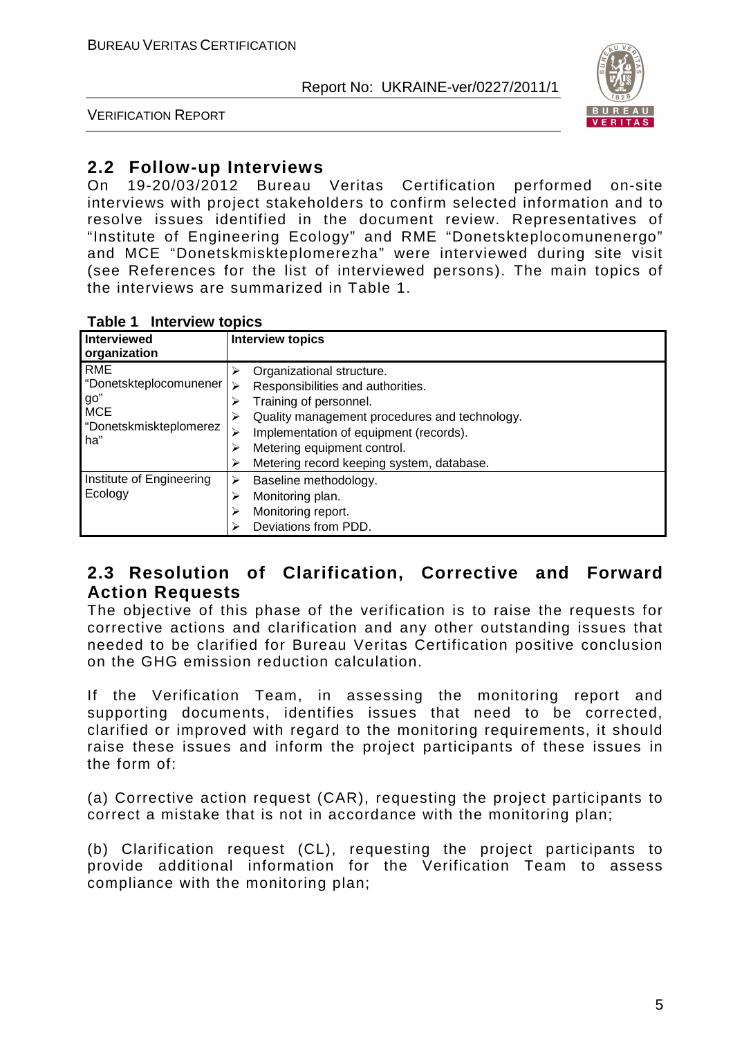## 2.2 Follow-up Interviews

On 19-20/03/2012 Bureau Veritas Certification performed on-site interviews with project stakeholders to confirm selected information and to resolve issues identified in the document review. Representatives of "Institute of Engineering Ecology" and RME "Donetskteplocomunenergo" and MCE "Donetskmiskteplomerezha" were interviewed during site visit (see References for the list of interviewed persons). The main topics of the interviews are summarized in Table 1.

**Table 1 Interview topics**

| Interviewed organization | Interview topics |
|---|---|
| RME "Donetskteplocomunenergo" MCE "Donetskmiskteplomerezha" | ➢ Organizational structure.<br>➢ Responsibilities and authorities.<br>➢ Training of personnel.<br>➢ Quality management procedures and technology.<br>➢ Implementation of equipment (records).<br>➢ Metering equipment control.<br>➢ Metering record keeping system, database. |
| Institute of Engineering Ecology | ➢ Baseline methodology.<br>➢ Monitoring plan.<br>➢ Monitoring report.<br>➢ Deviations from PDD. |

## 2.3 Resolution of Clarification, Corrective and Forward Action Requests

The objective of this phase of the verification is to raise the requests for corrective actions and clarification and any other outstanding issues that needed to be clarified for Bureau Veritas Certification positive conclusion on the GHG emission reduction calculation.

If the Verification Team, in assessing the monitoring report and supporting documents, identifies issues that need to be corrected, clarified or improved with regard to the monitoring requirements, it should raise these issues and inform the project participants of these issues in the form of:

(a) Corrective action request (CAR), requesting the project participants to correct a mistake that is not in accordance with the monitoring plan;

(b) Clarification request (CL), requesting the project participants to provide additional information for the Verification Team to assess compliance with the monitoring plan;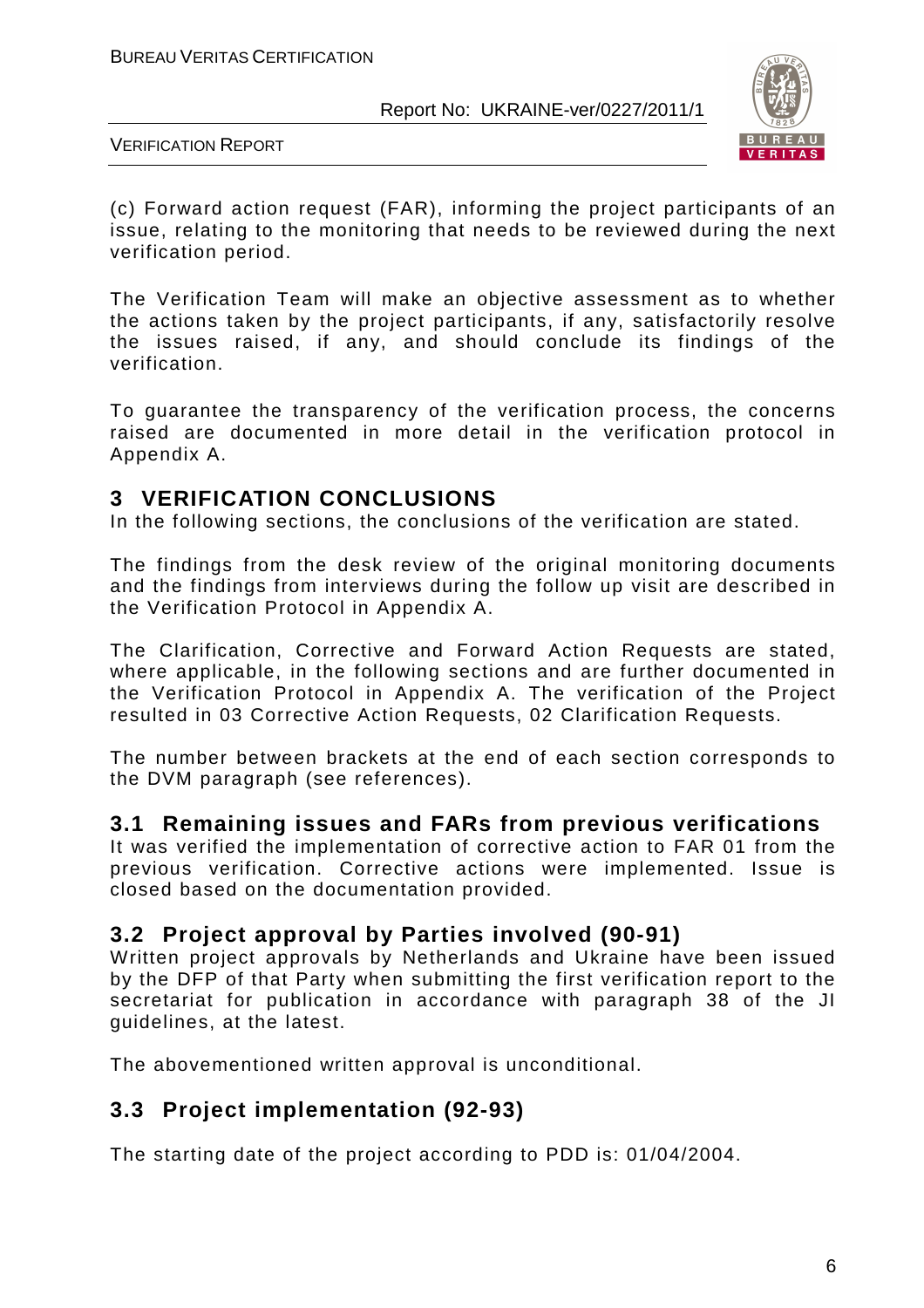(c) Forward action request (FAR), informing the project participants of an issue, relating to the monitoring that needs to be reviewed during the next verification period.

The Verification Team will make an objective assessment as to whether the actions taken by the project participants, if any, satisfactorily resolve the issues raised, if any, and should conclude its findings of the verification.

To guarantee the transparency of the verification process, the concerns raised are documented in more detail in the verification protocol in Appendix A.

# 3 VERIFICATION CONCLUSIONS

In the following sections, the conclusions of the verification are stated.

The findings from the desk review of the original monitoring documents and the findings from interviews during the follow up visit are described in the Verification Protocol in Appendix A.

The Clarification, Corrective and Forward Action Requests are stated, where applicable, in the following sections and are further documented in the Verification Protocol in Appendix A. The verification of the Project resulted in 03 Corrective Action Requests, 02 Clarification Requests.

The number between brackets at the end of each section corresponds to the DVM paragraph (see references).

## 3.1 Remaining issues and FARs from previous verifications

It was verified the implementation of corrective action to FAR 01 from the previous verification. Corrective actions were implemented. Issue is closed based on the documentation provided.

## 3.2 Project approval by Parties involved (90-91)

Written project approvals by Netherlands and Ukraine have been issued by the DFP of that Party when submitting the first verification report to the secretariat for publication in accordance with paragraph 38 of the JI guidelines, at the latest.

The abovementioned written approval is unconditional.

## 3.3 Project implementation (92-93)

The starting date of the project according to PDD is: 01/04/2004.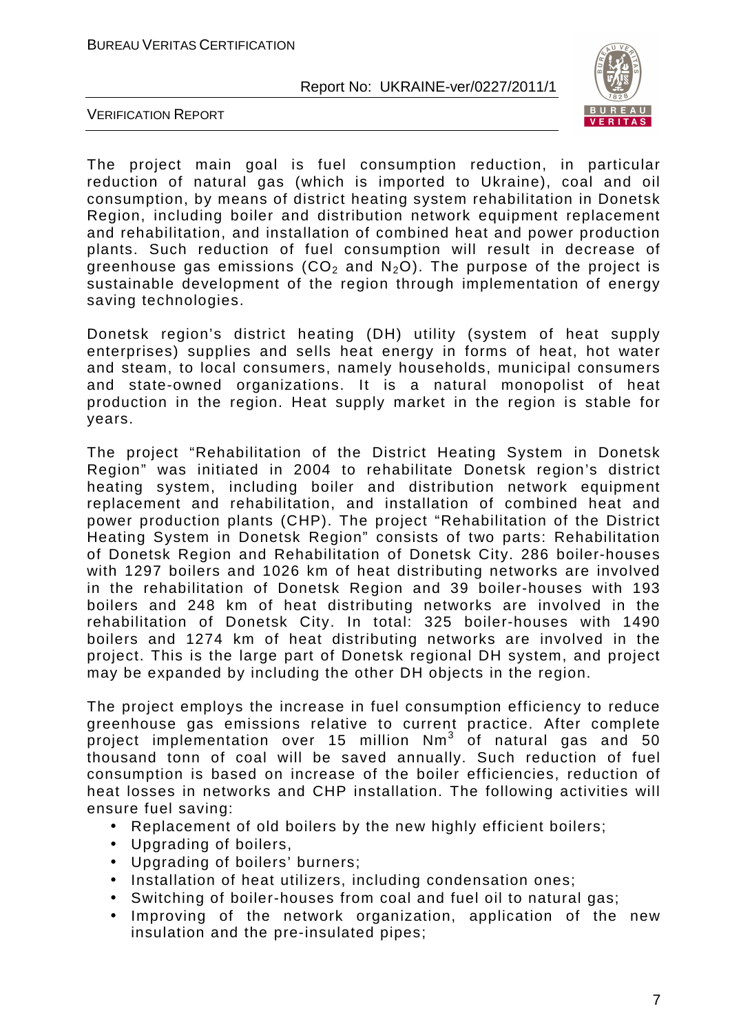The project main goal is fuel consumption reduction, in particular reduction of natural gas (which is imported to Ukraine), coal and oil consumption, by means of district heating system rehabilitation in Donetsk Region, including boiler and distribution network equipment replacement and rehabilitation, and installation of combined heat and power production plants. Such reduction of fuel consumption will result in decrease of greenhouse gas emissions ($CO_2$ and $N_2O$). The purpose of the project is sustainable development of the region through implementation of energy saving technologies.

Donetsk region's district heating (DH) utility (system of heat supply enterprises) supplies and sells heat energy in forms of heat, hot water and steam, to local consumers, namely households, municipal consumers and state-owned organizations. It is a natural monopolist of heat production in the region. Heat supply market in the region is stable for years.

The project "Rehabilitation of the District Heating System in Donetsk Region" was initiated in 2004 to rehabilitate Donetsk region's district heating system, including boiler and distribution network equipment replacement and rehabilitation, and installation of combined heat and power production plants (CHP). The project "Rehabilitation of the District Heating System in Donetsk Region" consists of two parts: Rehabilitation of Donetsk Region and Rehabilitation of Donetsk City. 286 boiler-houses with 1297 boilers and 1026 km of heat distributing networks are involved in the rehabilitation of Donetsk Region and 39 boiler-houses with 193 boilers and 248 km of heat distributing networks are involved in the rehabilitation of Donetsk City. In total: 325 boiler-houses with 1490 boilers and 1274 km of heat distributing networks are involved in the project. This is the large part of Donetsk regional DH system, and project may be expanded by including the other DH objects in the region.

The project employs the increase in fuel consumption efficiency to reduce greenhouse gas emissions relative to current practice. After complete project implementation over 15 million $Nm^3$ of natural gas and 50 thousand tonn of coal will be saved annually. Such reduction of fuel consumption is based on increase of the boiler efficiencies, reduction of heat losses in networks and CHP installation. The following activities will ensure fuel saving:

- Replacement of old boilers by the new highly efficient boilers;
- Upgrading of boilers,
- Upgrading of boilers' burners;
- Installation of heat utilizers, including condensation ones;
- Switching of boiler-houses from coal and fuel oil to natural gas;
- Improving of the network organization, application of the new insulation and the pre-insulated pipes;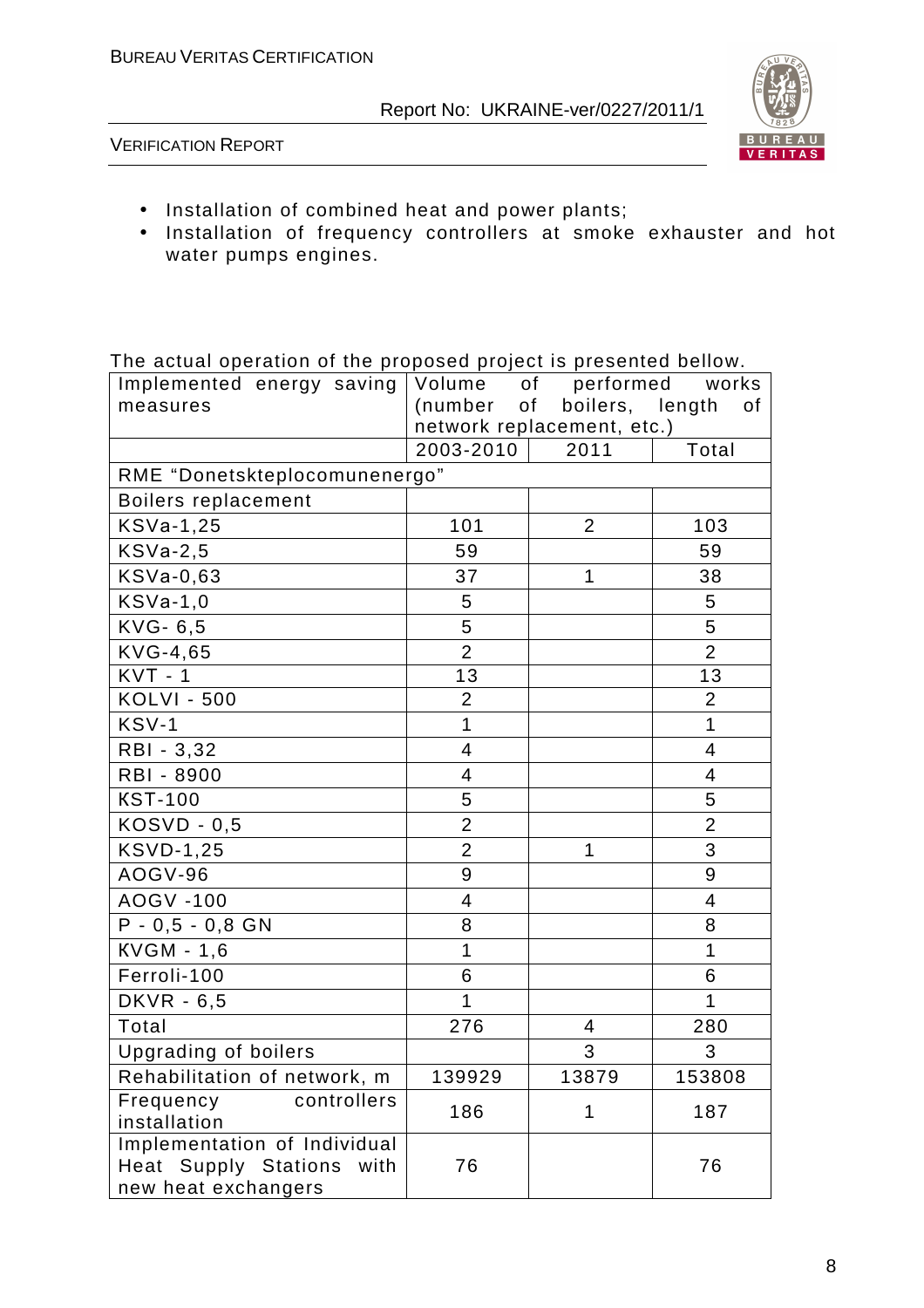- Installation of combined heat and power plants;
- Installation of frequency controllers at smoke exhauster and hot water pumps engines.

The actual operation of the proposed project is presented bellow.

| Implemented energy saving measures | Volume of performed works (number of boilers, length of network replacement, etc.) | | |
|---|---|---|---|
| | 2003-2010 | 2011 | Total |
| RME "Donetskteplocomunenergo" | | | |
| Boilers replacement | | | |
| KSVa-1,25 | 101 | 2 | 103 |
| KSVa-2,5 | 59 | | 59 |
| KSVa-0,63 | 37 | 1 | 38 |
| KSVa-1,0 | 5 | | 5 |
| KVG- 6,5 | 5 | | 5 |
| KVG-4,65 | 2 | | 2 |
| KVT - 1 | 13 | | 13 |
| KOLVI - 500 | 2 | | 2 |
| KSV-1 | 1 | | 1 |
| RBI - 3,32 | 4 | | 4 |
| RBI - 8900 | 4 | | 4 |
| KST-100 | 5 | | 5 |
| KOSVD - 0,5 | 2 | | 2 |
| KSVD-1,25 | 2 | 1 | 3 |
| AOGV-96 | 9 | | 9 |
| AOGV -100 | 4 | | 4 |
| P - 0,5 - 0,8 GN | 8 | | 8 |
| KVGM - 1,6 | 1 | | 1 |
| Ferroli-100 | 6 | | 6 |
| DKVR - 6,5 | 1 | | 1 |
| Total | 276 | 4 | 280 |
| Upgrading of boilers | | 3 | 3 |
| Rehabilitation of network, m | 139929 | 13879 | 153808 |
| Frequency controllers installation | 186 | 1 | 187 |
| Implementation of Individual Heat Supply Stations with new heat exchangers | 76 | | 76 |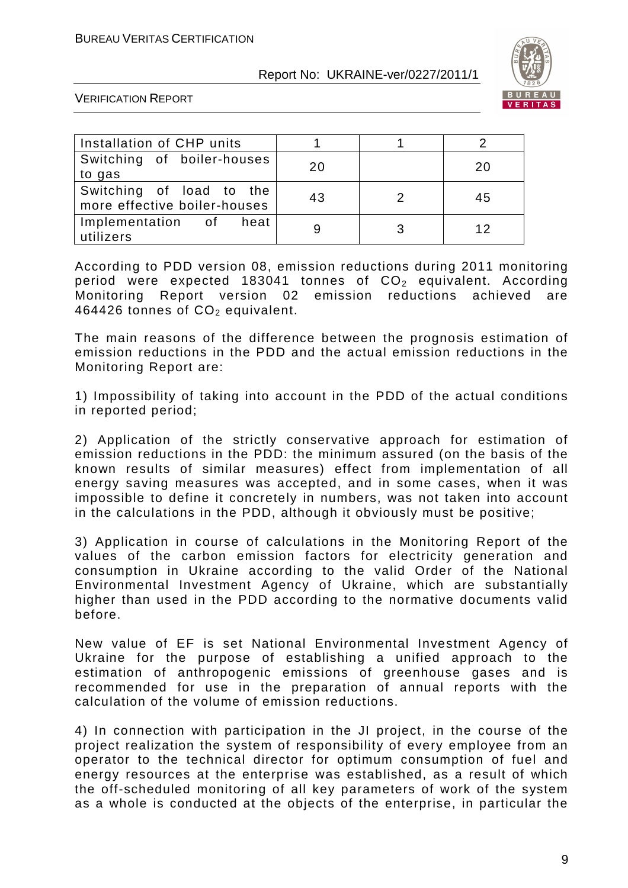| Installation of CHP units | 1 | 1 | 2 |
|---|---|---|---|
| Switching of boiler-houses to gas | 20 | | 20 |
| Switching of load to the more effective boiler-houses | 43 | 2 | 45 |
| Implementation of heat utilizers | 9 | 3 | 12 |

According to PDD version 08, emission reductions during 2011 monitoring period were expected 183041 tonnes of $CO_2$ equivalent. According Monitoring Report version 02 emission reductions achieved are 464426 tonnes of $CO_2$ equivalent.

The main reasons of the difference between the prognosis estimation of emission reductions in the PDD and the actual emission reductions in the Monitoring Report are:

1) Impossibility of taking into account in the PDD of the actual conditions in reported period;

2) Application of the strictly conservative approach for estimation of emission reductions in the PDD: the minimum assured (on the basis of the known results of similar measures) effect from implementation of all energy saving measures was accepted, and in some cases, when it was impossible to define it concretely in numbers, was not taken into account in the calculations in the PDD, although it obviously must be positive;

3) Application in course of calculations in the Monitoring Report of the values of the carbon emission factors for electricity generation and consumption in Ukraine according to the valid Order of the National Environmental Investment Agency of Ukraine, which are substantially higher than used in the PDD according to the normative documents valid before.

New value of EF is set National Environmental Investment Agency of Ukraine for the purpose of establishing a unified approach to the estimation of anthropogenic emissions of greenhouse gases and is recommended for use in the preparation of annual reports with the calculation of the volume of emission reductions.

4) In connection with participation in the JI project, in the course of the project realization the system of responsibility of every employee from an operator to the technical director for optimum consumption of fuel and energy resources at the enterprise was established, as a result of which the off-scheduled monitoring of all key parameters of work of the system as a whole is conducted at the objects of the enterprise, in particular the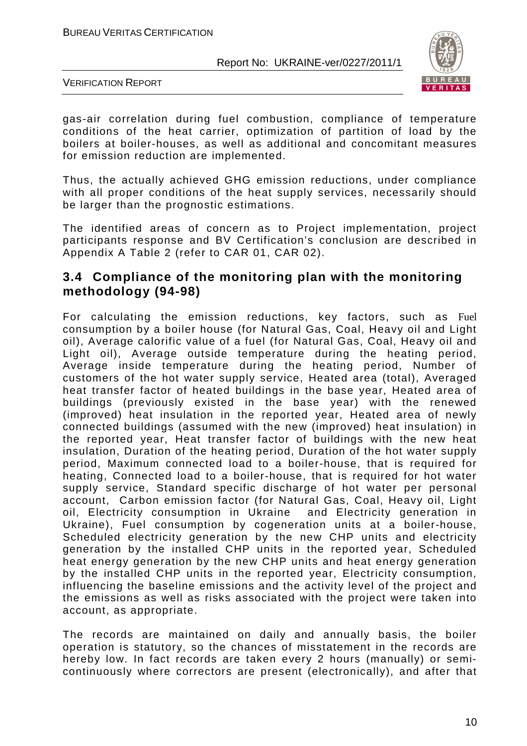gas-air correlation during fuel combustion, compliance of temperature conditions of the heat carrier, optimization of partition of load by the boilers at boiler-houses, as well as additional and concomitant measures for emission reduction are implemented.

Thus, the actually achieved GHG emission reductions, under compliance with all proper conditions of the heat supply services, necessarily should be larger than the prognostic estimations.

The identified areas of concern as to Project implementation, project participants response and BV Certification's conclusion are described in Appendix A Table 2 (refer to CAR 01, CAR 02).

## 3.4 Compliance of the monitoring plan with the monitoring methodology (94-98)

For calculating the emission reductions, key factors, such as Fuel consumption by a boiler house (for Natural Gas, Coal, Heavy oil and Light oil), Average calorific value of a fuel (for Natural Gas, Coal, Heavy oil and Light oil), Average outside temperature during the heating period, Average inside temperature during the heating period, Number of customers of the hot water supply service, Heated area (total), Averaged heat transfer factor of heated buildings in the base year, Heated area of buildings (previously existed in the base year) with the renewed (improved) heat insulation in the reported year, Heated area of newly connected buildings (assumed with the new (improved) heat insulation) in the reported year, Heat transfer factor of buildings with the new heat insulation, Duration of the heating period, Duration of the hot water supply period, Maximum connected load to a boiler-house, that is required for heating, Connected load to a boiler-house, that is required for hot water supply service, Standard specific discharge of hot water per personal account, Carbon emission factor (for Natural Gas, Coal, Heavy oil, Light oil, Electricity consumption in Ukraine and Electricity generation in Ukraine), Fuel consumption by cogeneration units at a boiler-house, Scheduled electricity generation by the new CHP units and electricity generation by the installed CHP units in the reported year, Scheduled heat energy generation by the new CHP units and heat energy generation by the installed CHP units in the reported year, Electricity consumption, influencing the baseline emissions and the activity level of the project and the emissions as well as risks associated with the project were taken into account, as appropriate.

The records are maintained on daily and annually basis, the boiler operation is statutory, so the chances of misstatement in the records are hereby low. In fact records are taken every 2 hours (manually) or semi-continuously where correctors are present (electronically), and after that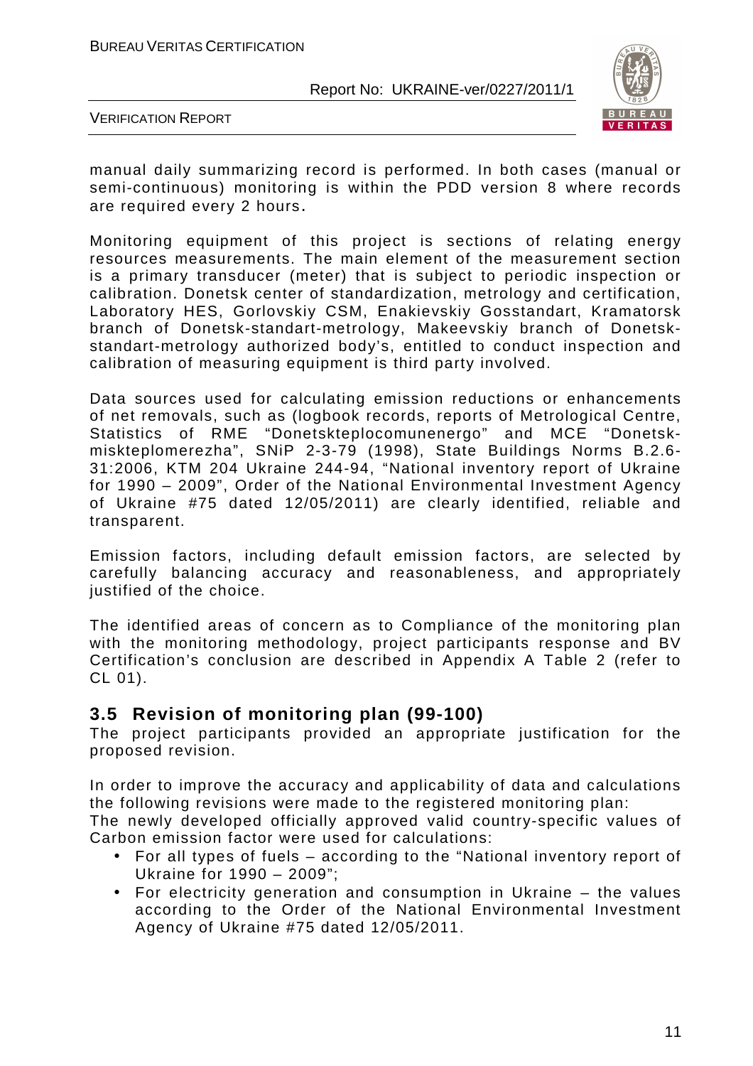manual daily summarizing record is performed. In both cases (manual or semi-continuous) monitoring is within the PDD version 8 where records are required every 2 hours.

Monitoring equipment of this project is sections of relating energy resources measurements. The main element of the measurement section is a primary transducer (meter) that is subject to periodic inspection or calibration. Donetsk center of standardization, metrology and certification, Laboratory HES, Gorlovskiy CSM, Enakievskiy Gosstandart, Kramatorsk branch of Donetsk-standart-metrology, Makeevskiy branch of Donetsk-standart-metrology authorized body's, entitled to conduct inspection and calibration of measuring equipment is third party involved.

Data sources used for calculating emission reductions or enhancements of net removals, such as (logbook records, reports of Metrological Centre, Statistics of RME "Donetskteplocomunenergo" and MCE "Donetsk-miskteplomerezha", SNiP 2-3-79 (1998), State Buildings Norms B.2.6-31:2006, KTM 204 Ukraine 244-94, "National inventory report of Ukraine for 1990 – 2009", Order of the National Environmental Investment Agency of Ukraine #75 dated 12/05/2011) are clearly identified, reliable and transparent.

Emission factors, including default emission factors, are selected by carefully balancing accuracy and reasonableness, and appropriately justified of the choice.

The identified areas of concern as to Compliance of the monitoring plan with the monitoring methodology, project participants response and BV Certification's conclusion are described in Appendix A Table 2 (refer to CL 01).

## 3.5 Revision of monitoring plan (99-100)

The project participants provided an appropriate justification for the proposed revision.

In order to improve the accuracy and applicability of data and calculations the following revisions were made to the registered monitoring plan:
The newly developed officially approved valid country-specific values of Carbon emission factor were used for calculations:

- For all types of fuels – according to the "National inventory report of Ukraine for 1990 – 2009";
- For electricity generation and consumption in Ukraine – the values according to the Order of the National Environmental Investment Agency of Ukraine #75 dated 12/05/2011.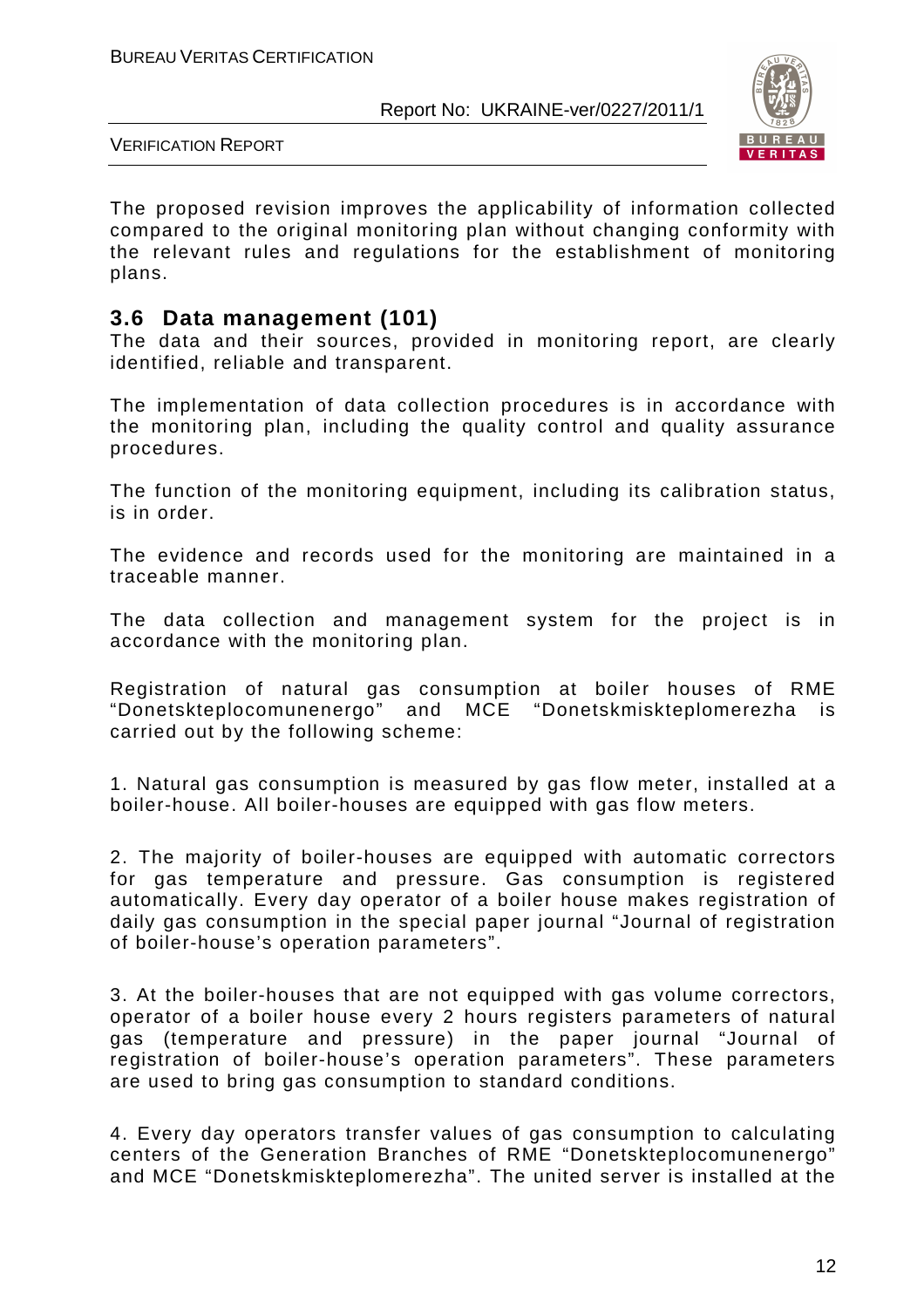The proposed revision improves the applicability of information collected compared to the original monitoring plan without changing conformity with the relevant rules and regulations for the establishment of monitoring plans.

## 3.6 Data management (101)

The data and their sources, provided in monitoring report, are clearly identified, reliable and transparent.

The implementation of data collection procedures is in accordance with the monitoring plan, including the quality control and quality assurance procedures.

The function of the monitoring equipment, including its calibration status, is in order.

The evidence and records used for the monitoring are maintained in a traceable manner.

The data collection and management system for the project is in accordance with the monitoring plan.

Registration of natural gas consumption at boiler houses of RME "Donetskteplocomunenergo" and MCE "Donetskmiskteplomerezha is carried out by the following scheme:

1. Natural gas consumption is measured by gas flow meter, installed at a boiler-house. All boiler-houses are equipped with gas flow meters.

2. The majority of boiler-houses are equipped with automatic correctors for gas temperature and pressure. Gas consumption is registered automatically. Every day operator of a boiler house makes registration of daily gas consumption in the special paper journal "Journal of registration of boiler-house's operation parameters".

3. At the boiler-houses that are not equipped with gas volume correctors, operator of a boiler house every 2 hours registers parameters of natural gas (temperature and pressure) in the paper journal "Journal of registration of boiler-house's operation parameters". These parameters are used to bring gas consumption to standard conditions.

4. Every day operators transfer values of gas consumption to calculating centers of the Generation Branches of RME "Donetskteplocomunenergo" and MCE "Donetskmiskteplomerezha". The united server is installed at the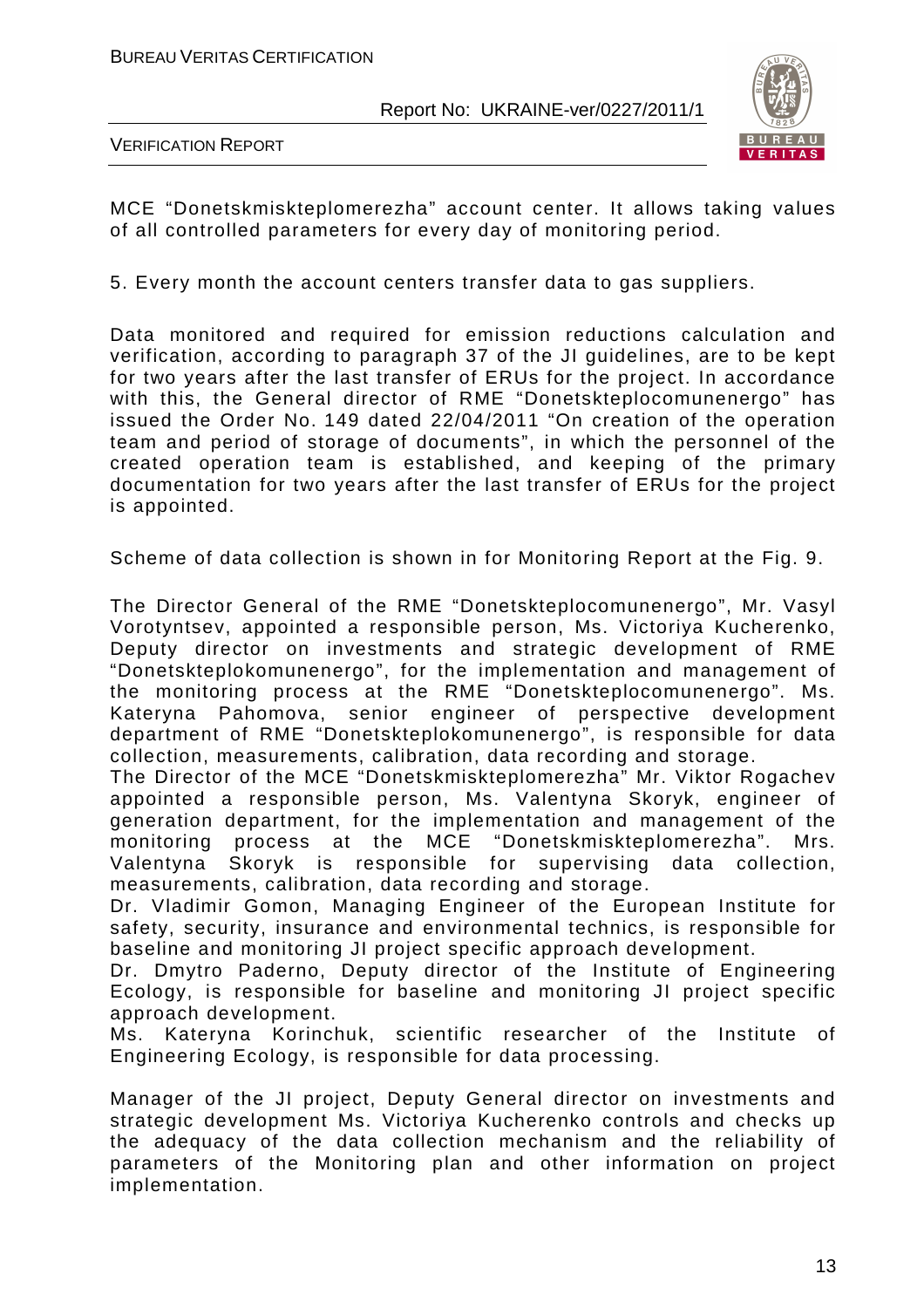MCE "Donetskmiskteplomerezha" account center. It allows taking values of all controlled parameters for every day of monitoring period.

5. Every month the account centers transfer data to gas suppliers.

Data monitored and required for emission reductions calculation and verification, according to paragraph 37 of the JI guidelines, are to be kept for two years after the last transfer of ERUs for the project. In accordance with this, the General director of RME "Donetskteplocomunenergo" has issued the Order No. 149 dated 22/04/2011 "On creation of the operation team and period of storage of documents", in which the personnel of the created operation team is established, and keeping of the primary documentation for two years after the last transfer of ERUs for the project is appointed.

Scheme of data collection is shown in for Monitoring Report at the Fig. 9.

The Director General of the RME "Donetskteplocomunenergo", Mr. Vasyl Vorotyntsev, appointed a responsible person, Ms. Victoriya Kucherenko, Deputy director on investments and strategic development of RME "Donetskteplokomunenergo", for the implementation and management of the monitoring process at the RME "Donetskteplocomunenergo". Ms. Kateryna Pahomova, senior engineer of perspective development department of RME "Donetskteplokomunenergo", is responsible for data collection, measurements, calibration, data recording and storage.
The Director of the MCE "Donetskmiskteplomerezha" Mr. Viktor Rogachev appointed a responsible person, Ms. Valentyna Skoryk, engineer of generation department, for the implementation and management of the monitoring process at the MCE "Donetskmiskteplomerezha". Mrs. Valentyna Skoryk is responsible for supervising data collection, measurements, calibration, data recording and storage.
Dr. Vladimir Gomon, Managing Engineer of the European Institute for safety, security, insurance and environmental technics, is responsible for baseline and monitoring JI project specific approach development.
Dr. Dmytro Paderno, Deputy director of the Institute of Engineering Ecology, is responsible for baseline and monitoring JI project specific approach development.
Ms. Kateryna Korinchuk, scientific researcher of the Institute of Engineering Ecology, is responsible for data processing.

Manager of the JI project, Deputy General director on investments and strategic development Ms. Victoriya Kucherenko controls and checks up the adequacy of the data collection mechanism and the reliability of parameters of the Monitoring plan and other information on project implementation.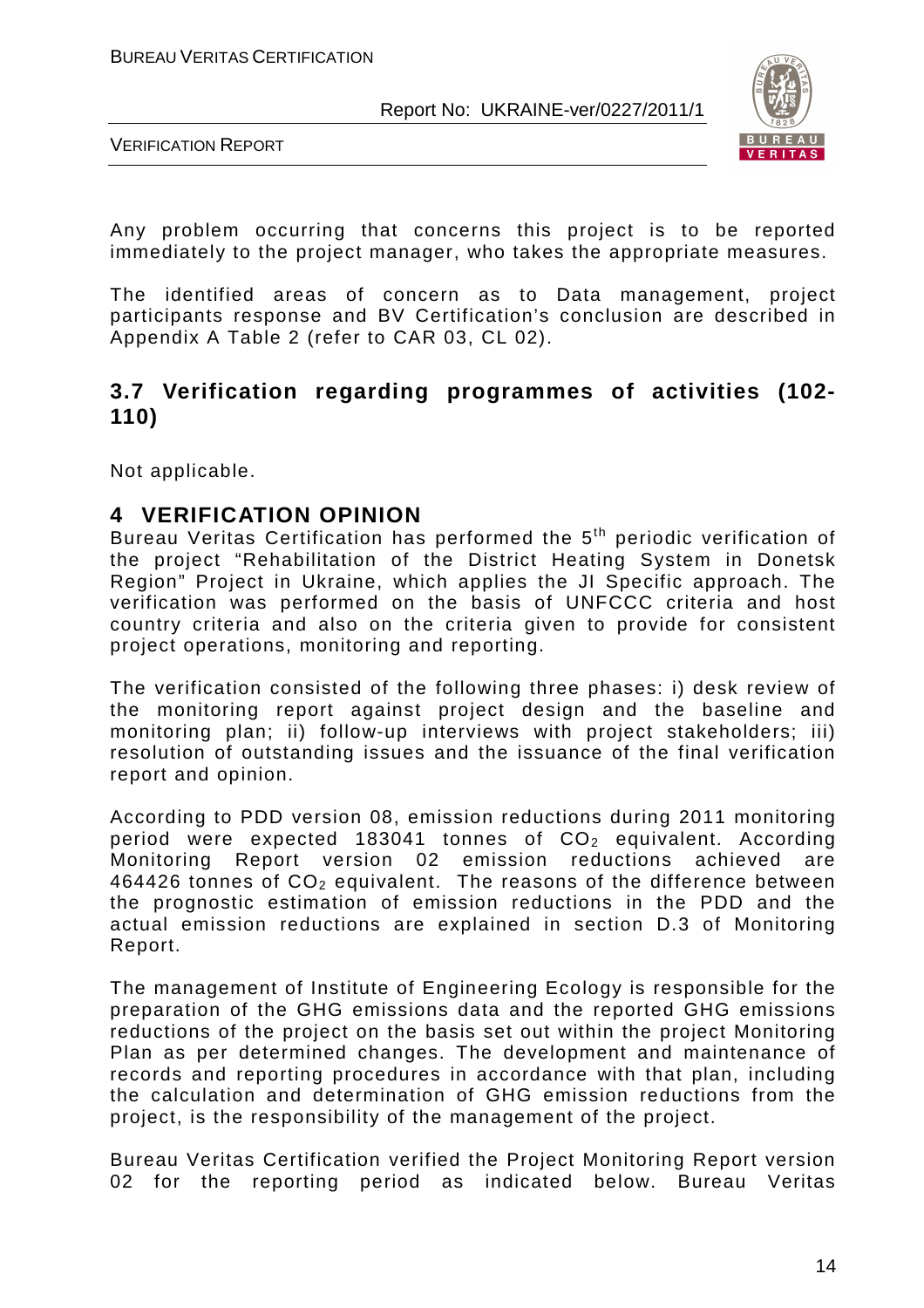Any problem occurring that concerns this project is to be reported immediately to the project manager, who takes the appropriate measures.

The identified areas of concern as to Data management, project participants response and BV Certification's conclusion are described in Appendix A Table 2 (refer to CAR 03, CL 02).

## 3.7 Verification regarding programmes of activities (102-110)

Not applicable.

# 4 VERIFICATION OPINION

Bureau Veritas Certification has performed the 5th periodic verification of the project "Rehabilitation of the District Heating System in Donetsk Region" Project in Ukraine, which applies the JI Specific approach. The verification was performed on the basis of UNFCCC criteria and host country criteria and also on the criteria given to provide for consistent project operations, monitoring and reporting.

The verification consisted of the following three phases: i) desk review of the monitoring report against project design and the baseline and monitoring plan; ii) follow-up interviews with project stakeholders; iii) resolution of outstanding issues and the issuance of the final verification report and opinion.

According to PDD version 08, emission reductions during 2011 monitoring period were expected 183041 tonnes of $CO_2$ equivalent. According Monitoring Report version 02 emission reductions achieved are 464426 tonnes of $CO_2$ equivalent. The reasons of the difference between the prognostic estimation of emission reductions in the PDD and the actual emission reductions are explained in section D.3 of Monitoring Report.

The management of Institute of Engineering Ecology is responsible for the preparation of the GHG emissions data and the reported GHG emissions reductions of the project on the basis set out within the project Monitoring Plan as per determined changes. The development and maintenance of records and reporting procedures in accordance with that plan, including the calculation and determination of GHG emission reductions from the project, is the responsibility of the management of the project.

Bureau Veritas Certification verified the Project Monitoring Report version 02 for the reporting period as indicated below. Bureau Veritas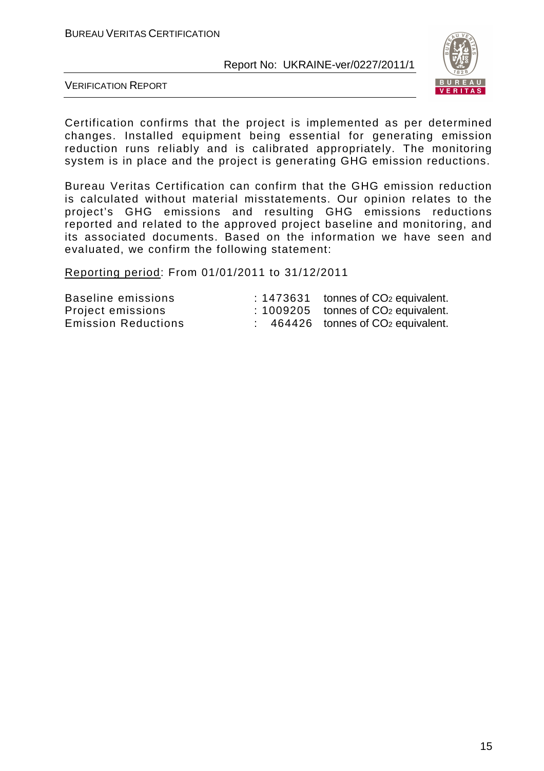Certification confirms that the project is implemented as per determined changes. Installed equipment being essential for generating emission reduction runs reliably and is calibrated appropriately. The monitoring system is in place and the project is generating GHG emission reductions.

Bureau Veritas Certification can confirm that the GHG emission reduction is calculated without material misstatements. Our opinion relates to the project's GHG emissions and resulting GHG emissions reductions reported and related to the approved project baseline and monitoring, and its associated documents. Based on the information we have seen and evaluated, we confirm the following statement:

Reporting period: From 01/01/2011 to 31/12/2011

| | | |
|---|---|---|
| Baseline emissions | : 1473631 | tonnes of $CO_2$ equivalent. |
| Project emissions | : 1009205 | tonnes of $CO_2$ equivalent. |
| Emission Reductions | : 464426 | tonnes of $CO_2$ equivalent. |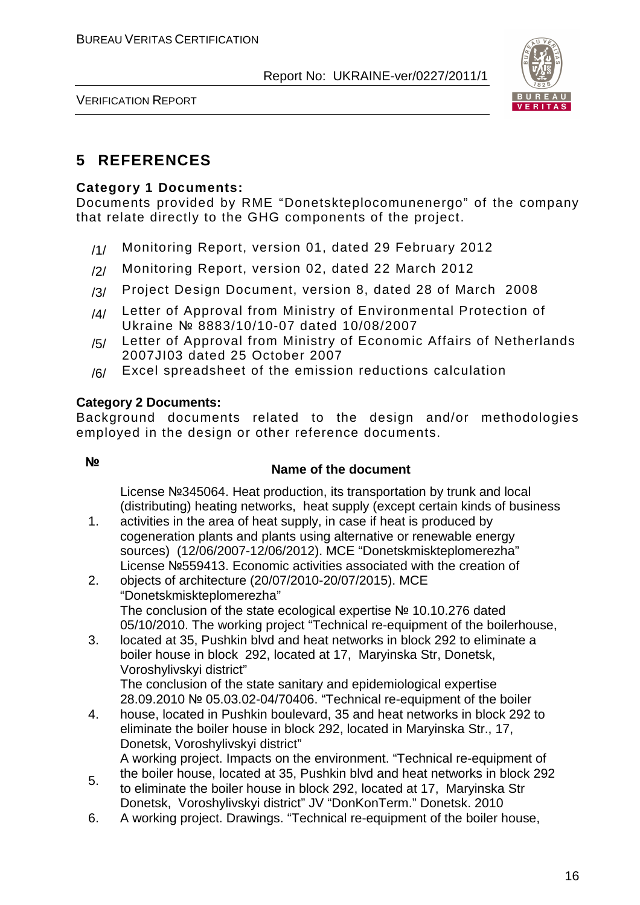# 5 REFERENCES

**Category 1 Documents:**

Documents provided by RME "Donetskteplocomunenergo" of the company that relate directly to the GHG components of the project.

/1/ Monitoring Report, version 01, dated 29 February 2012

/2/ Monitoring Report, version 02, dated 22 March 2012

/3/ Project Design Document, version 8, dated 28 of March 2008

/4/ Letter of Approval from Ministry of Environmental Protection of Ukraine № 8883/10/10-07 dated 10/08/2007

/5/ Letter of Approval from Ministry of Economic Affairs of Netherlands 2007JI03 dated 25 October 2007

/6/ Excel spreadsheet of the emission reductions calculation

**Category 2 Documents:**

Background documents related to the design and/or methodologies employed in the design or other reference documents.

| № | Name of the document |
|---|---|
| 1. | License №345064. Heat production, its transportation by trunk and local (distributing) heating networks, heat supply (except certain kinds of business activities in the area of heat supply, in case if heat is produced by cogeneration plants and plants using alternative or renewable energy sources) (12/06/2007-12/06/2012). MCE "Donetskmiskteplomerezha" |
| 2. | License №559413. Economic activities associated with the creation of objects of architecture (20/07/2010-20/07/2015). MCE "Donetskmiskteplomerezha" |
| 3. | The conclusion of the state ecological expertise № 10.10.276 dated 05/10/2010. The working project "Technical re-equipment of the boilerhouse, located at 35, Pushkin blvd and heat networks in block 292 to eliminate a boiler house in block 292, located at 17, Maryinska Str, Donetsk, Voroshylivskyi district" |
| 4. | The conclusion of the state sanitary and epidemiological expertise 28.09.2010 № 05.03.02-04/70406. "Technical re-equipment of the boiler house, located in Pushkin boulevard, 35 and heat networks in block 292 to eliminate the boiler house in block 292, located in Maryinska Str., 17, Donetsk, Voroshylivskyi district" |
| 5. | A working project. Impacts on the environment. "Technical re-equipment of the boiler house, located at 35, Pushkin blvd and heat networks in block 292 to eliminate the boiler house in block 292, located at 17, Maryinska Str Donetsk, Voroshylivskyi district" JV "DonKonTerm." Donetsk. 2010 |
| 6. | A working project. Drawings. "Technical re-equipment of the boiler house, |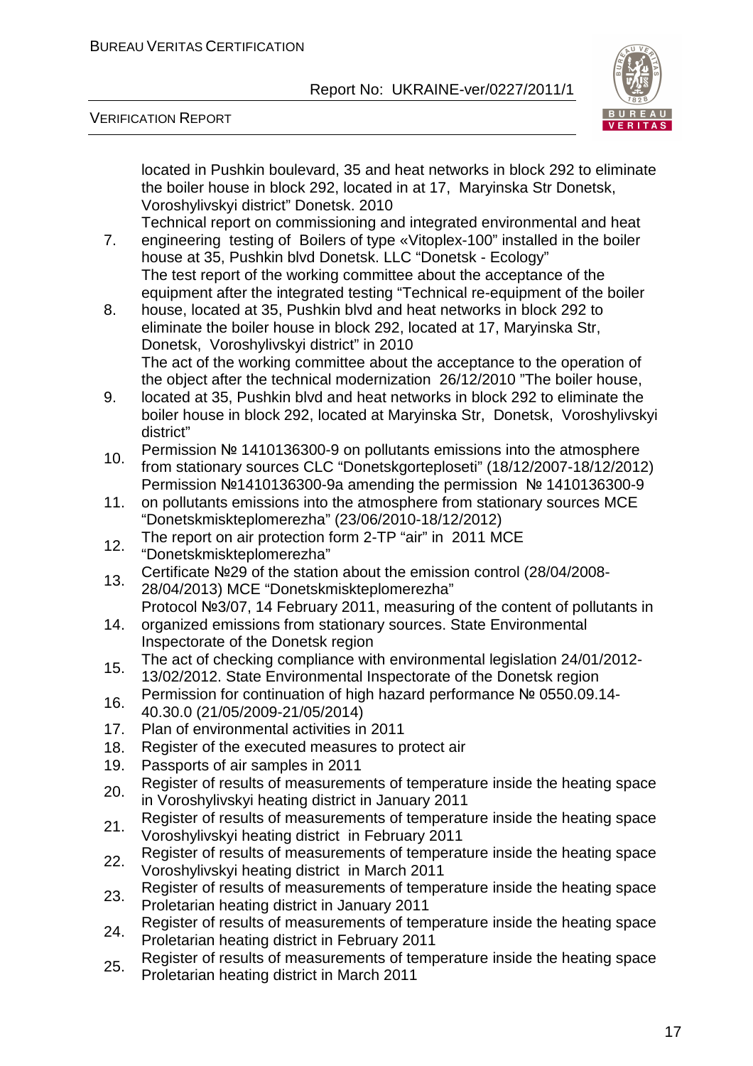located in Pushkin boulevard, 35 and heat networks in block 292 to eliminate the boiler house in block 292, located in at 17, Maryinska Str Donetsk, Voroshylivskyi district" Donetsk. 2010

7. Technical report on commissioning and integrated environmental and heat engineering testing of Boilers of type «Vitoplex-100" installed in the boiler house at 35, Pushkin blvd Donetsk. LLC "Donetsk - Ecology"
8. The test report of the working committee about the acceptance of the equipment after the integrated testing "Technical re-equipment of the boiler house, located at 35, Pushkin blvd and heat networks in block 292 to eliminate the boiler house in block 292, located at 17, Maryinska Str, Donetsk, Voroshylivskyi district" in 2010
9. The act of the working committee about the acceptance to the operation of the object after the technical modernization 26/12/2010 "The boiler house, located at 35, Pushkin blvd and heat networks in block 292 to eliminate the boiler house in block 292, located at Maryinska Str, Donetsk, Voroshylivskyi district"
10. Permission № 1410136300-9 on pollutants emissions into the atmosphere from stationary sources CLC "Donetskgorteploseti" (18/12/2007-18/12/2012)
11. Permission №1410136300-9a amending the permission № 1410136300-9 on pollutants emissions into the atmosphere from stationary sources MCE "Donetskmiskteplomerezha" (23/06/2010-18/12/2012)
12. The report on air protection form 2-TP "air" in 2011 MCE "Donetskmiskteplomerezha"
13. Certificate №29 of the station about the emission control (28/04/2008-28/04/2013) MCE "Donetskmiskteplomerezha"
14. Protocol №3/07, 14 February 2011, measuring of the content of pollutants in organized emissions from stationary sources. State Environmental Inspectorate of the Donetsk region
15. The act of checking compliance with environmental legislation 24/01/2012-13/02/2012. State Environmental Inspectorate of the Donetsk region
16. Permission for continuation of high hazard performance № 0550.09.14-40.30.0 (21/05/2009-21/05/2014)
17. Plan of environmental activities in 2011
18. Register of the executed measures to protect air
19. Passports of air samples in 2011
20. Register of results of measurements of temperature inside the heating space in Voroshylivskyi heating district in January 2011
21. Register of results of measurements of temperature inside the heating space Voroshylivskyi heating district in February 2011
22. Register of results of measurements of temperature inside the heating space Voroshylivskyi heating district in March 2011
23. Register of results of measurements of temperature inside the heating space Proletarian heating district in January 2011
24. Register of results of measurements of temperature inside the heating space Proletarian heating district in February 2011
25. Register of results of measurements of temperature inside the heating space Proletarian heating district in March 2011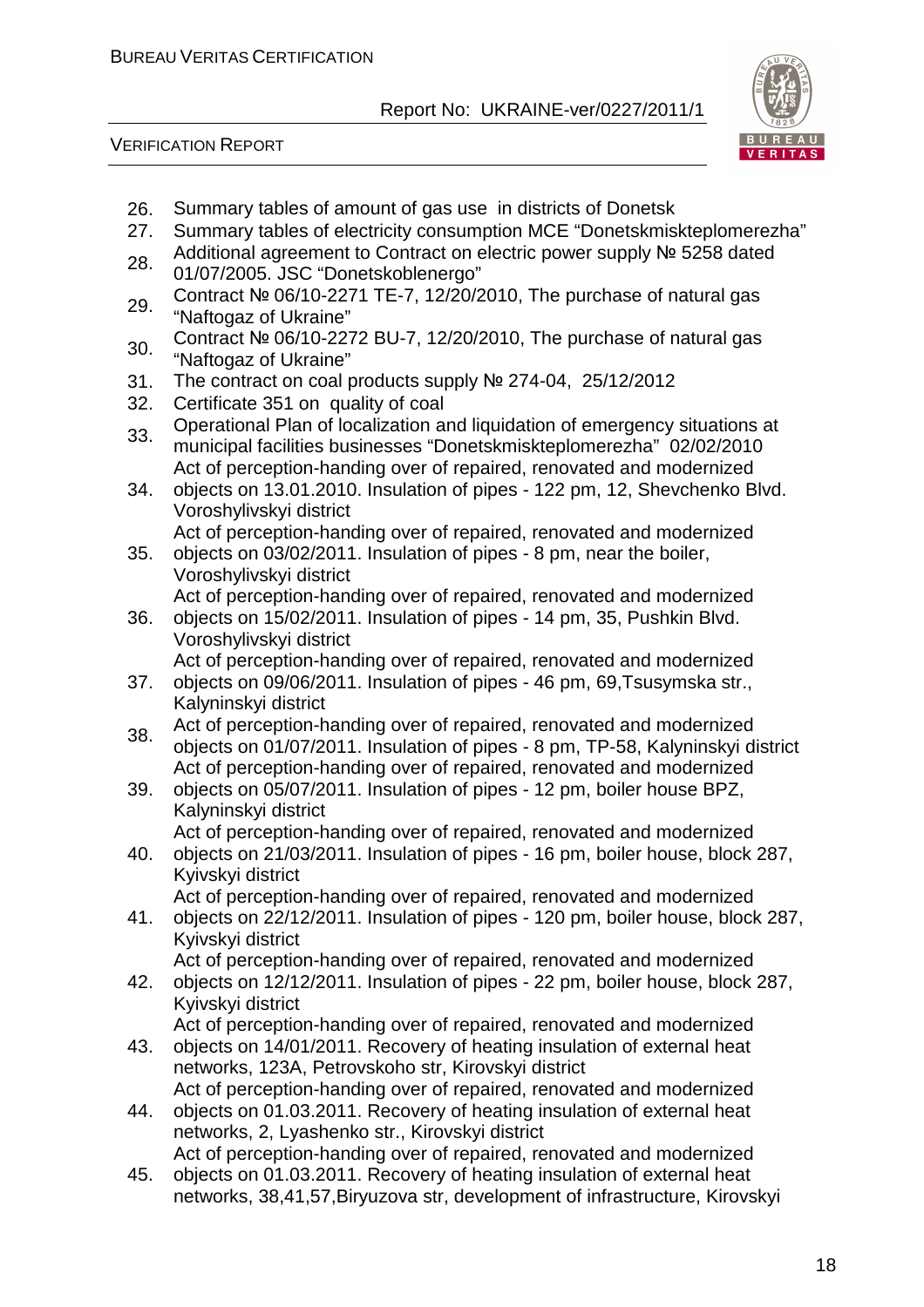26. Summary tables of amount of gas use in districts of Donetsk
27. Summary tables of electricity consumption MCE "Donetskmiskteplomerezha"
28. Additional agreement to Contract on electric power supply № 5258 dated 01/07/2005. JSC "Donetskoblenergo"
29. Contract № 06/10-2271 TE-7, 12/20/2010, The purchase of natural gas "Naftogaz of Ukraine"
30. Contract № 06/10-2272 BU-7, 12/20/2010, The purchase of natural gas "Naftogaz of Ukraine"
31. The contract on coal products supply № 274-04, 25/12/2012
32. Certificate 351 on quality of coal
33. Operational Plan of localization and liquidation of emergency situations at municipal facilities businesses "Donetskmiskteplomerezha" 02/02/2010
34. Act of perception-handing over of repaired, renovated and modernized objects on 13.01.2010. Insulation of pipes - 122 pm, 12, Shevchenko Blvd. Voroshylivskyi district
35. Act of perception-handing over of repaired, renovated and modernized objects on 03/02/2011. Insulation of pipes - 8 pm, near the boiler, Voroshylivskyi district
36. Act of perception-handing over of repaired, renovated and modernized objects on 15/02/2011. Insulation of pipes - 14 pm, 35, Pushkin Blvd. Voroshylivskyi district
37. Act of perception-handing over of repaired, renovated and modernized objects on 09/06/2011. Insulation of pipes - 46 pm, 69,Tsusymska str., Kalyninskyi district
38. Act of perception-handing over of repaired, renovated and modernized objects on 01/07/2011. Insulation of pipes - 8 pm, TP-58, Kalyninskyi district
39. Act of perception-handing over of repaired, renovated and modernized objects on 05/07/2011. Insulation of pipes - 12 pm, boiler house BPZ, Kalyninskyi district
40. Act of perception-handing over of repaired, renovated and modernized objects on 21/03/2011. Insulation of pipes - 16 pm, boiler house, block 287, Kyivskyi district
41. Act of perception-handing over of repaired, renovated and modernized objects on 22/12/2011. Insulation of pipes - 120 pm, boiler house, block 287, Kyivskyi district
42. Act of perception-handing over of repaired, renovated and modernized objects on 12/12/2011. Insulation of pipes - 22 pm, boiler house, block 287, Kyivskyi district
43. Act of perception-handing over of repaired, renovated and modernized objects on 14/01/2011. Recovery of heating insulation of external heat networks, 123A, Petrovskoho str, Kirovskyi district
44. Act of perception-handing over of repaired, renovated and modernized objects on 01.03.2011. Recovery of heating insulation of external heat networks, 2, Lyashenko str., Kirovskyi district
45. Act of perception-handing over of repaired, renovated and modernized objects on 01.03.2011. Recovery of heating insulation of external heat networks, 38,41,57,Biryuzova str, development of infrastructure, Kirovskyi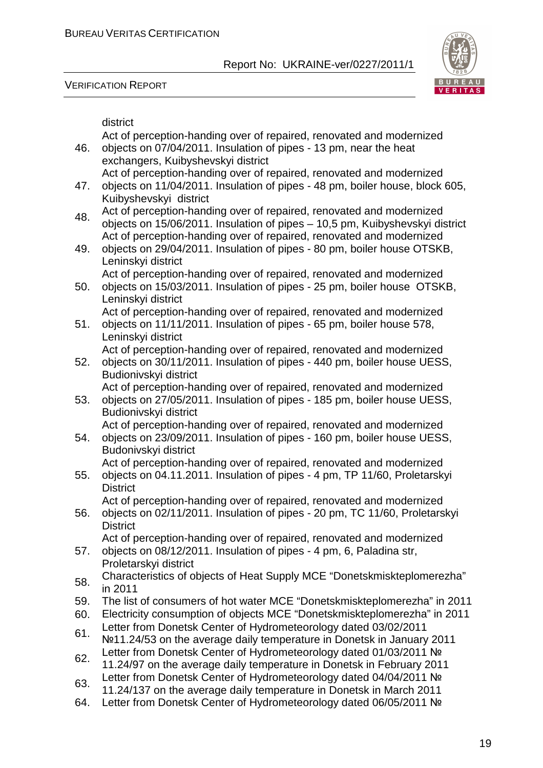district

46. Act of perception-handing over of repaired, renovated and modernized objects on 07/04/2011. Insulation of pipes - 13 pm, near the heat exchangers, Kuibyshevskyi district
47. Act of perception-handing over of repaired, renovated and modernized objects on 11/04/2011. Insulation of pipes - 48 pm, boiler house, block 605, Kuibyshevskyi district
48. Act of perception-handing over of repaired, renovated and modernized objects on 15/06/2011. Insulation of pipes – 10,5 pm, Kuibyshevskyi district
49. Act of perception-handing over of repaired, renovated and modernized objects on 29/04/2011. Insulation of pipes - 80 pm, boiler house OTSKB, Leninskyi district
50. Act of perception-handing over of repaired, renovated and modernized objects on 15/03/2011. Insulation of pipes - 25 pm, boiler house OTSKB, Leninskyi district
51. Act of perception-handing over of repaired, renovated and modernized objects on 11/11/2011. Insulation of pipes - 65 pm, boiler house 578, Leninskyi district
52. Act of perception-handing over of repaired, renovated and modernized objects on 30/11/2011. Insulation of pipes - 440 pm, boiler house UESS, Budionivskyi district
53. Act of perception-handing over of repaired, renovated and modernized objects on 27/05/2011. Insulation of pipes - 185 pm, boiler house UESS, Budionivskyi district
54. Act of perception-handing over of repaired, renovated and modernized objects on 23/09/2011. Insulation of pipes - 160 pm, boiler house UESS, Budonivskyi district
55. Act of perception-handing over of repaired, renovated and modernized objects on 04.11.2011. Insulation of pipes - 4 pm, TP 11/60, Proletarskyi District
56. Act of perception-handing over of repaired, renovated and modernized objects on 02/11/2011. Insulation of pipes - 20 pm, TC 11/60, Proletarskyi District
57. Act of perception-handing over of repaired, renovated and modernized objects on 08/12/2011. Insulation of pipes - 4 pm, 6, Paladina str, Proletarskyi district
58. Characteristics of objects of Heat Supply MCE "Donetskmiskteplomerezha" in 2011
59. The list of consumers of hot water MCE "Donetskmiskteplomerezha" in 2011
60. Electricity consumption of objects MCE "Donetskmiskteplomerezha" in 2011
61. Letter from Donetsk Center of Hydrometeorology dated 03/02/2011 №11.24/53 on the average daily temperature in Donetsk in January 2011
62. Letter from Donetsk Center of Hydrometeorology dated 01/03/2011 № 11.24/97 on the average daily temperature in Donetsk in February 2011
63. Letter from Donetsk Center of Hydrometeorology dated 04/04/2011 № 11.24/137 on the average daily temperature in Donetsk in March 2011
64. Letter from Donetsk Center of Hydrometeorology dated 06/05/2011 №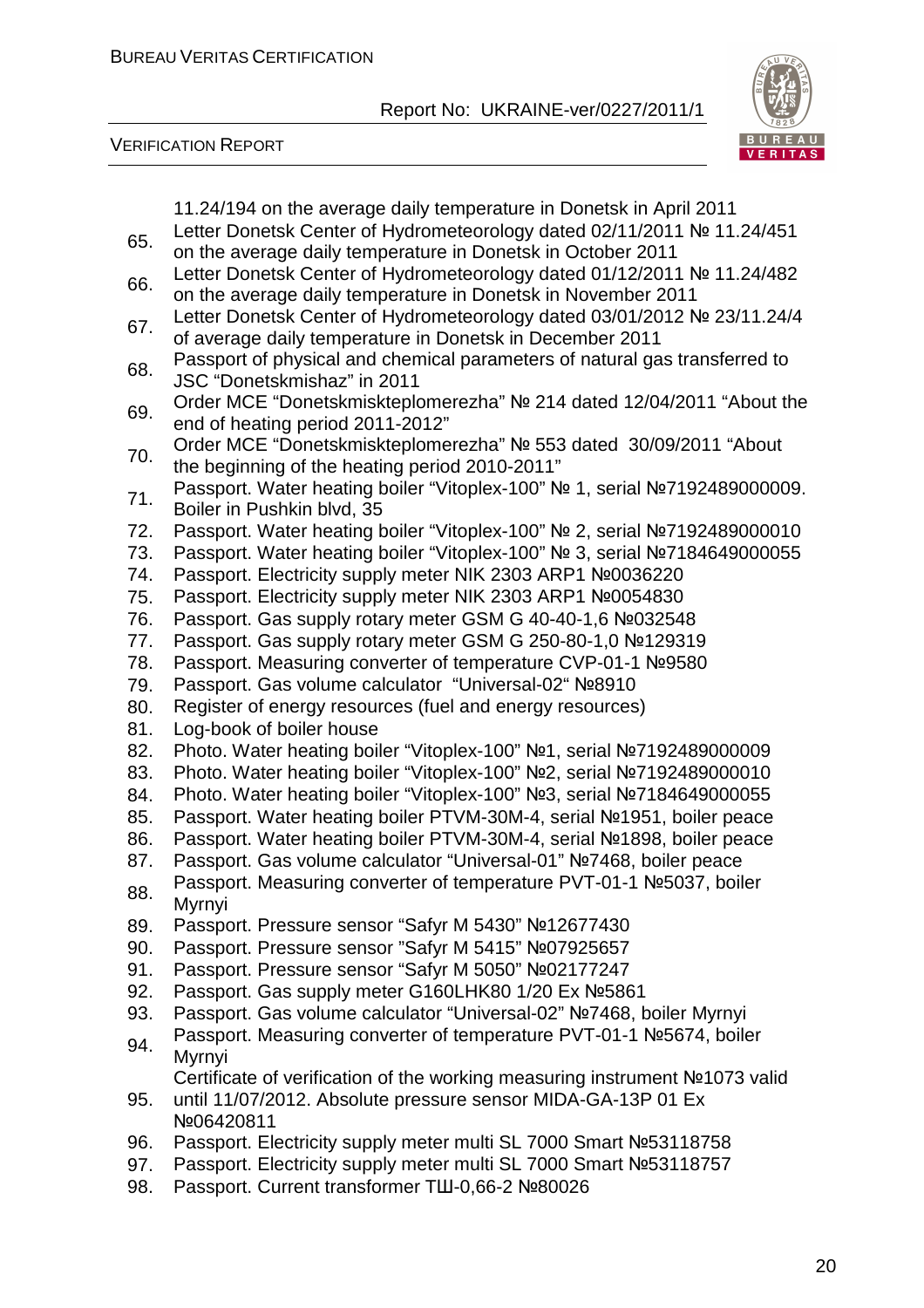11.24/194 on the average daily temperature in Donetsk in April 2011

65. Letter Donetsk Center of Hydrometeorology dated 02/11/2011 № 11.24/451 on the average daily temperature in Donetsk in October 2011
66. Letter Donetsk Center of Hydrometeorology dated 01/12/2011 № 11.24/482 on the average daily temperature in Donetsk in November 2011
67. Letter Donetsk Center of Hydrometeorology dated 03/01/2012 № 23/11.24/4 of average daily temperature in Donetsk in December 2011
68. Passport of physical and chemical parameters of natural gas transferred to JSC "Donetskmishaz" in 2011
69. Order MCE "Donetskmiskteplomerezha" № 214 dated 12/04/2011 "About the end of heating period 2011-2012"
70. Order MCE "Donetskmiskteplomerezha" № 553 dated 30/09/2011 "About the beginning of the heating period 2010-2011"
71. Passport. Water heating boiler "Vitoplex-100" № 1, serial №7192489000009. Boiler in Pushkin blvd, 35
72. Passport. Water heating boiler "Vitoplex-100" № 2, serial №7192489000010
73. Passport. Water heating boiler "Vitoplex-100" № 3, serial №7184649000055
74. Passport. Electricity supply meter NIK 2303 ARP1 №0036220
75. Passport. Electricity supply meter NIK 2303 ARP1 №0054830
76. Passport. Gas supply rotary meter GSM G 40-40-1,6 №032548
77. Passport. Gas supply rotary meter GSM G 250-80-1,0 №129319
78. Passport. Measuring converter of temperature CVP-01-1 №9580
79. Passport. Gas volume calculator "Universal-02" №8910
80. Register of energy resources (fuel and energy resources)
81. Log-book of boiler house
82. Photo. Water heating boiler "Vitoplex-100" №1, serial №7192489000009
83. Photo. Water heating boiler "Vitoplex-100" №2, serial №7192489000010
84. Photo. Water heating boiler "Vitoplex-100" №3, serial №7184649000055
85. Passport. Water heating boiler PTVM-30M-4, serial №1951, boiler peace
86. Passport. Water heating boiler PTVM-30M-4, serial №1898, boiler peace
87. Passport. Gas volume calculator "Universal-01" №7468, boiler peace
88. Passport. Measuring converter of temperature PVT-01-1 №5037, boiler Myrnyi
89. Passport. Pressure sensor "Safyr M 5430" №12677430
90. Passport. Pressure sensor "Safyr M 5415" №07925657
91. Passport. Pressure sensor "Safyr M 5050" №02177247
92. Passport. Gas supply meter G160LHK80 1/20 Ex №5861
93. Passport. Gas volume calculator "Universal-02" №7468, boiler Myrnyi
94. Passport. Measuring converter of temperature PVT-01-1 №5674, boiler Myrnyi
95. Certificate of verification of the working measuring instrument №1073 valid until 11/07/2012. Absolute pressure sensor MIDA-GA-13P 01 Ex №06420811
96. Passport. Electricity supply meter multi SL 7000 Smart №53118758
97. Passport. Electricity supply meter multi SL 7000 Smart №53118757
98. Passport. Current transformer ТШ-0,66-2 №80026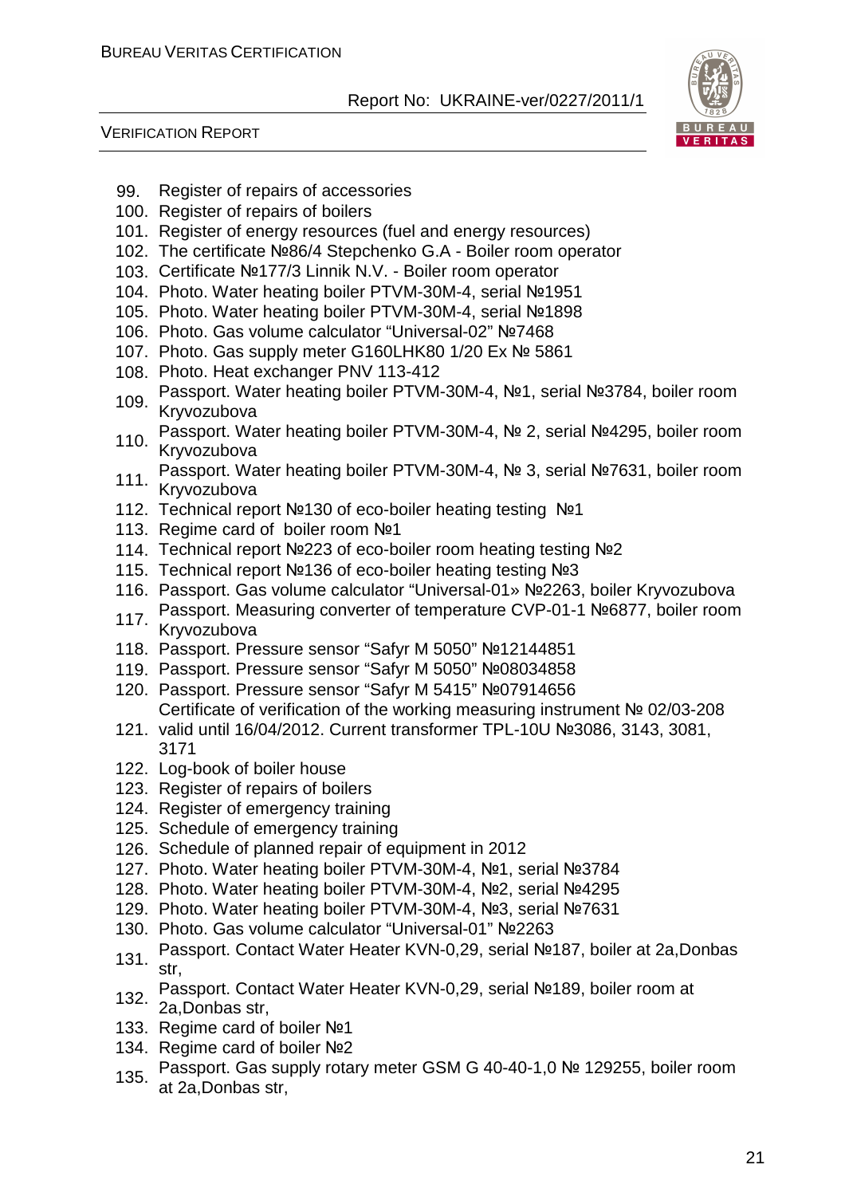99. Register of repairs of accessories
100. Register of repairs of boilers
101. Register of energy resources (fuel and energy resources)
102. The certificate №86/4 Stepchenko G.A - Boiler room operator
103. Certificate №177/3 Linnik N.V. - Boiler room operator
104. Photo. Water heating boiler PTVM-30M-4, serial №1951
105. Photo. Water heating boiler PTVM-30M-4, serial №1898
106. Photo. Gas volume calculator “Universal-02” №7468
107. Photo. Gas supply meter G160LHK80 1/20 Ex № 5861
108. Photo. Heat exchanger PNV 113-412
109. Passport. Water heating boiler PTVM-30M-4, №1, serial №3784, boiler room Kryvozubova
110. Passport. Water heating boiler PTVM-30M-4, № 2, serial №4295, boiler room Kryvozubova
111. Passport. Water heating boiler PTVM-30M-4, № 3, serial №7631, boiler room Kryvozubova
112. Technical report №130 of eco-boiler heating testing №1
113. Regime card of boiler room №1
114. Technical report №223 of eco-boiler room heating testing №2
115. Technical report №136 of eco-boiler heating testing №3
116. Passport. Gas volume calculator “Universal-01» №2263, boiler Kryvozubova
117. Passport. Measuring converter of temperature CVP-01-1 №6877, boiler room Kryvozubova
118. Passport. Pressure sensor “Safyr M 5050” №12144851
119. Passport. Pressure sensor “Safyr M 5050” №08034858
120. Passport. Pressure sensor “Safyr M 5415” №07914656
121. Certificate of verification of the working measuring instrument № 02/03-208 valid until 16/04/2012. Current transformer TPL-10U №3086, 3143, 3081, 3171
122. Log-book of boiler house
123. Register of repairs of boilers
124. Register of emergency training
125. Schedule of emergency training
126. Schedule of planned repair of equipment in 2012
127. Photo. Water heating boiler PTVM-30M-4, №1, serial №3784
128. Photo. Water heating boiler PTVM-30M-4, №2, serial №4295
129. Photo. Water heating boiler PTVM-30M-4, №3, serial №7631
130. Photo. Gas volume calculator “Universal-01” №2263
131. Passport. Contact Water Heater KVN-0,29, serial №187, boiler at 2a,Donbas str,
132. Passport. Contact Water Heater KVN-0,29, serial №189, boiler room at 2a,Donbas str,
133. Regime card of boiler №1
134. Regime card of boiler №2
135. Passport. Gas supply rotary meter GSM G 40-40-1,0 № 129255, boiler room at 2a,Donbas str,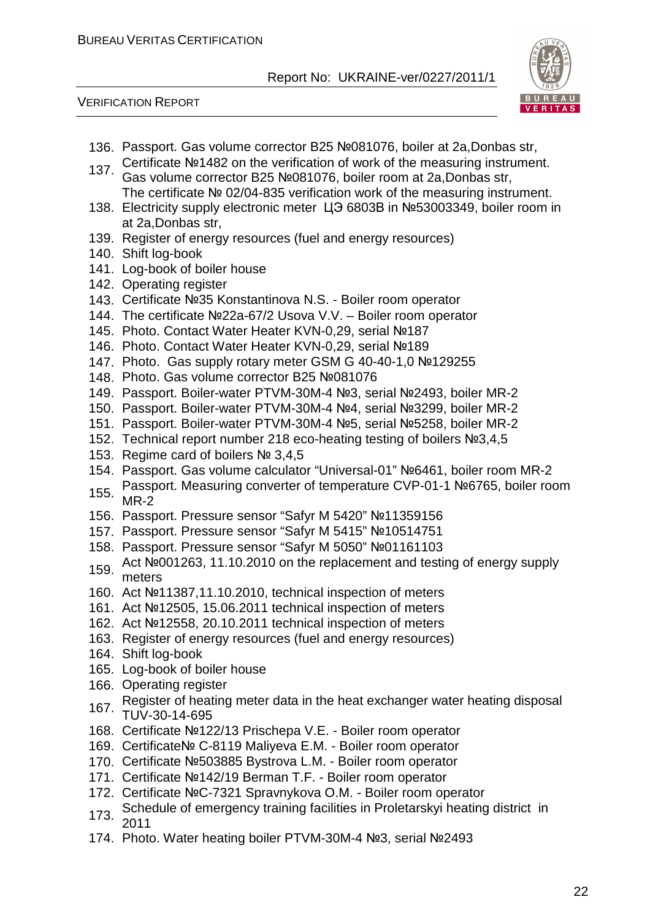136. Passport. Gas volume corrector B25 №081076, boiler at 2a,Donbas str,
137. Certificate №1482 on the verification of work of the measuring instrument. Gas volume corrector B25 №081076, boiler room at 2a,Donbas str, The certificate № 02/04-835 verification work of the measuring instrument.
138. Electricity supply electronic meter ЦЭ 6803В in №53003349, boiler room in at 2a,Donbas str,
139. Register of energy resources (fuel and energy resources)
140. Shift log-book
141. Log-book of boiler house
142. Operating register
143. Certificate №35 Konstantinova N.S. - Boiler room operator
144. The certificate №22a-67/2 Usova V.V. – Boiler room operator
145. Photo. Contact Water Heater KVN-0,29, serial №187
146. Photo. Contact Water Heater KVN-0,29, serial №189
147. Photo. Gas supply rotary meter GSM G 40-40-1,0 №129255
148. Photo. Gas volume corrector B25 №081076
149. Passport. Boiler-water PTVM-30M-4 №3, serial №2493, boiler MR-2
150. Passport. Boiler-water PTVM-30M-4 №4, serial №3299, boiler MR-2
151. Passport. Boiler-water PTVM-30M-4 №5, serial №5258, boiler MR-2
152. Technical report number 218 eco-heating testing of boilers №3,4,5
153. Regime card of boilers № 3,4,5
154. Passport. Gas volume calculator "Universal-01" №6461, boiler room MR-2
155. Passport. Measuring converter of temperature CVP-01-1 №6765, boiler room MR-2
156. Passport. Pressure sensor "Safyr M 5420" №11359156
157. Passport. Pressure sensor "Safyr M 5415" №10514751
158. Passport. Pressure sensor "Safyr M 5050" №01161103
159. Act №001263, 11.10.2010 on the replacement and testing of energy supply meters
160. Act №11387,11.10.2010, technical inspection of meters
161. Act №12505, 15.06.2011 technical inspection of meters
162. Act №12558, 20.10.2011 technical inspection of meters
163. Register of energy resources (fuel and energy resources)
164. Shift log-book
165. Log-book of boiler house
166. Operating register
167. Register of heating meter data in the heat exchanger water heating disposal TUV-30-14-695
168. Certificate №122/13 Prischepa V.E. - Boiler room operator
169. Certificate№ C-8119 Maliyeva E.M. - Boiler room operator
170. Certificate №503885 Bystrova L.M. - Boiler room operator
171. Certificate №142/19 Berman T.F. - Boiler room operator
172. Certificate №C-7321 Spravnykova O.M. - Boiler room operator
173. Schedule of emergency training facilities in Proletarskyi heating district in 2011
174. Photo. Water heating boiler PTVM-30M-4 №3, serial №2493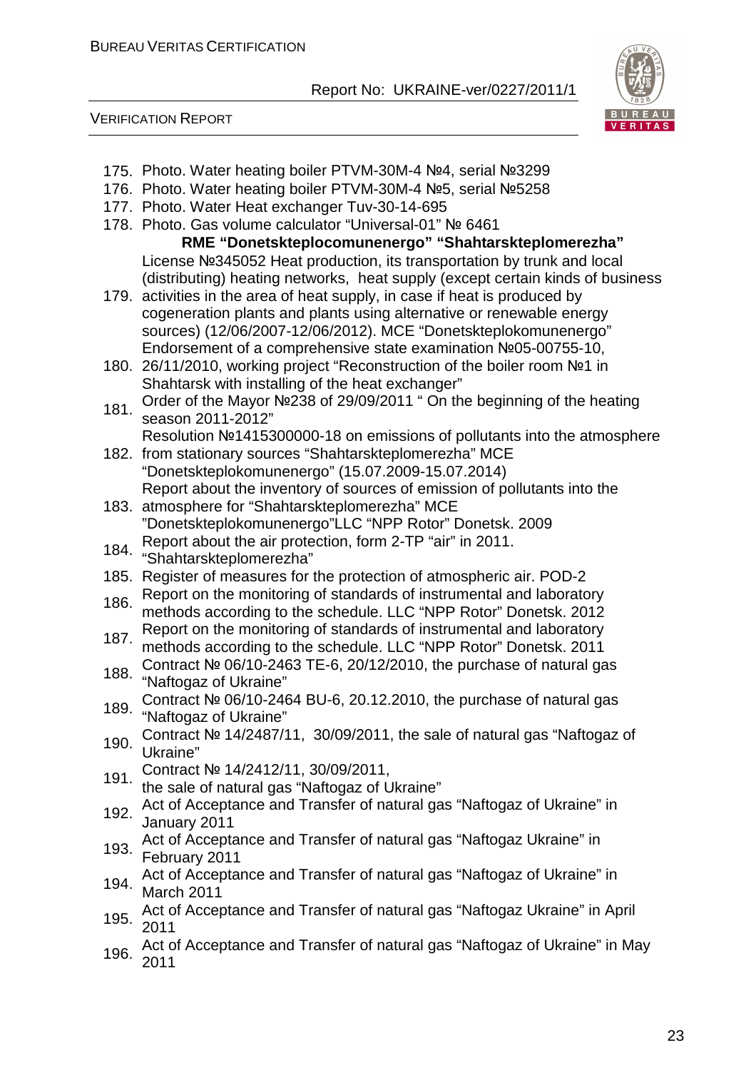175. Photo. Water heating boiler PTVM-30M-4 №4, serial №3299
176. Photo. Water heating boiler PTVM-30M-4 №5, serial №5258
177. Photo. Water Heat exchanger Tuv-30-14-695
178. Photo. Gas volume calculator "Universal-01" № 6461

**RME "Donetskteplocomunenergo" "Shahtarskteplomerezha"**

179. License №345052 Heat production, its transportation by trunk and local (distributing) heating networks, heat supply (except certain kinds of business activities in the area of heat supply, in case if heat is produced by cogeneration plants and plants using alternative or renewable energy sources) (12/06/2007-12/06/2012). MCE "Donetskteplokomunenergo"
180. Endorsement of a comprehensive state examination №05-00755-10, 26/11/2010, working project "Reconstruction of the boiler room №1 in Shahtarsk with installing of the heat exchanger"
181. Order of the Mayor №238 of 29/09/2011 " On the beginning of the heating season 2011-2012"
182. Resolution №1415300000-18 on emissions of pollutants into the atmosphere from stationary sources "Shahtarskteplomerezha" MCE "Donetskteplokomunenergo" (15.07.2009-15.07.2014)
183. Report about the inventory of sources of emission of pollutants into the atmosphere for "Shahtarskteplomerezha" MCE "Donetskteplokomunenergo"LLC "NPP Rotor" Donetsk. 2009
184. Report about the air protection, form 2-TP "air" in 2011. "Shahtarskteplomerezha"
185. Register of measures for the protection of atmospheric air. POD-2
186. Report on the monitoring of standards of instrumental and laboratory methods according to the schedule. LLC "NPP Rotor" Donetsk. 2012
187. Report on the monitoring of standards of instrumental and laboratory methods according to the schedule. LLC "NPP Rotor" Donetsk. 2011
188. Contract № 06/10-2463 TE-6, 20/12/2010, the purchase of natural gas "Naftogaz of Ukraine"
189. Contract № 06/10-2464 BU-6, 20.12.2010, the purchase of natural gas "Naftogaz of Ukraine"
190. Contract № 14/2487/11, 30/09/2011, the sale of natural gas "Naftogaz of Ukraine"
191. Contract № 14/2412/11, 30/09/2011, the sale of natural gas "Naftogaz of Ukraine"
192. Act of Acceptance and Transfer of natural gas "Naftogaz of Ukraine" in January 2011
193. Act of Acceptance and Transfer of natural gas "Naftogaz Ukraine" in February 2011
194. Act of Acceptance and Transfer of natural gas "Naftogaz of Ukraine" in March 2011
195. Act of Acceptance and Transfer of natural gas "Naftogaz Ukraine" in April 2011
196. Act of Acceptance and Transfer of natural gas "Naftogaz of Ukraine" in May 2011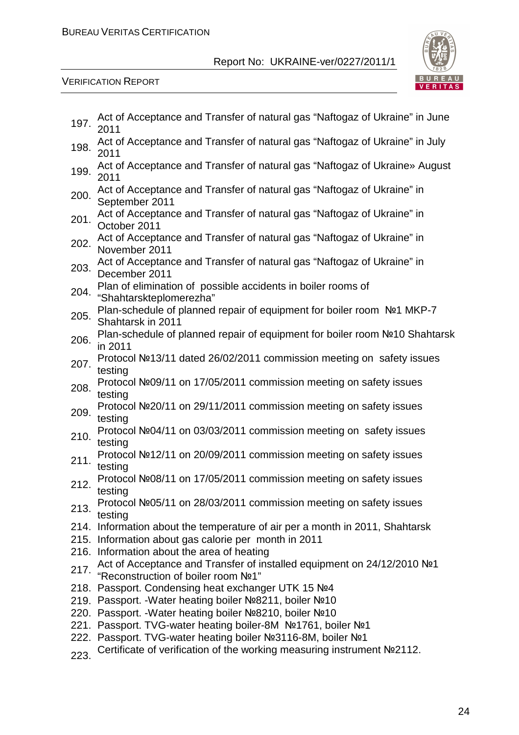197. Act of Acceptance and Transfer of natural gas “Naftogaz of Ukraine” in June 2011
198. Act of Acceptance and Transfer of natural gas “Naftogaz of Ukraine” in July 2011
199. Act of Acceptance and Transfer of natural gas “Naftogaz of Ukraine» August 2011
200. Act of Acceptance and Transfer of natural gas “Naftogaz of Ukraine” in September 2011
201. Act of Acceptance and Transfer of natural gas “Naftogaz of Ukraine” in October 2011
202. Act of Acceptance and Transfer of natural gas “Naftogaz of Ukraine” in November 2011
203. Act of Acceptance and Transfer of natural gas “Naftogaz of Ukraine” in December 2011
204. Plan of elimination of possible accidents in boiler rooms of “Shahtarskteplomerezha”
205. Plan-schedule of planned repair of equipment for boiler room №1 MKP-7 Shahtarsk in 2011
206. Plan-schedule of planned repair of equipment for boiler room №10 Shahtarsk in 2011
207. Protocol №13/11 dated 26/02/2011 commission meeting on safety issues testing
208. Protocol №09/11 on 17/05/2011 commission meeting on safety issues testing
209. Protocol №20/11 on 29/11/2011 commission meeting on safety issues testing
210. Protocol №04/11 on 03/03/2011 commission meeting on safety issues testing
211. Protocol №12/11 on 20/09/2011 commission meeting on safety issues testing
212. Protocol №08/11 on 17/05/2011 commission meeting on safety issues testing
213. Protocol №05/11 on 28/03/2011 commission meeting on safety issues testing
214. Information about the temperature of air per a month in 2011, Shahtarsk
215. Information about gas calorie per month in 2011
216. Information about the area of heating
217. Act of Acceptance and Transfer of installed equipment on 24/12/2010 №1 “Reconstruction of boiler room №1”
218. Passport. Condensing heat exchanger UTK 15 №4
219. Passport. -Water heating boiler №8211, boiler №10
220. Passport. -Water heating boiler №8210, boiler №10
221. Passport. TVG-water heating boiler-8M №1761, boiler №1
222. Passport. TVG-water heating boiler №3116-8M, boiler №1
223. Certificate of verification of the working measuring instrument №2112.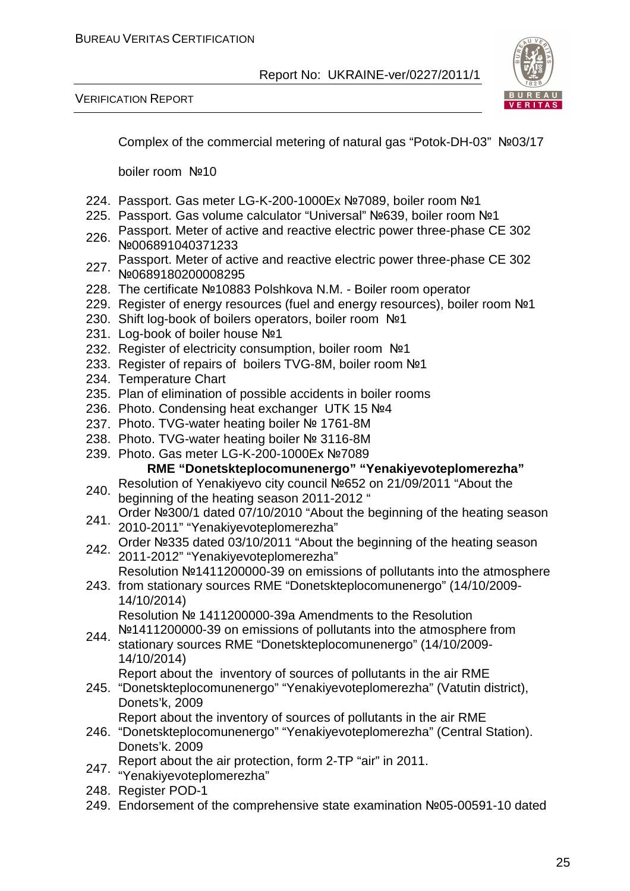Complex of the commercial metering of natural gas "Potok-DH-03" №03/17

boiler room №10

224. Passport. Gas meter LG-K-200-1000Ex №7089, boiler room №1
225. Passport. Gas volume calculator "Universal" №639, boiler room №1
226. Passport. Meter of active and reactive electric power three-phase CE 302 №006891040371233
227. Passport. Meter of active and reactive electric power three-phase CE 302 №0689180200008295
228. The certificate №10883 Polshkova N.M. - Boiler room operator
229. Register of energy resources (fuel and energy resources), boiler room №1
230. Shift log-book of boilers operators, boiler room №1
231. Log-book of boiler house №1
232. Register of electricity consumption, boiler room №1
233. Register of repairs of boilers TVG-8M, boiler room №1
234. Temperature Chart
235. Plan of elimination of possible accidents in boiler rooms
236. Photo. Condensing heat exchanger UTK 15 №4
237. Photo. TVG-water heating boiler № 1761-8M
238. Photo. TVG-water heating boiler № 3116-8M
239. Photo. Gas meter LG-K-200-1000Ex №7089

**RME "Donetskteplocomunenergo" "Yenakiyevoteplomerezha"**

240. Resolution of Yenakiyevo city council №652 on 21/09/2011 "About the beginning of the heating season 2011-2012 "
241. Order №300/1 dated 07/10/2010 "About the beginning of the heating season 2010-2011" "Yenakiyevoteplomerezha"
242. Order №335 dated 03/10/2011 "About the beginning of the heating season 2011-2012" "Yenakiyevoteplomerezha"
243. Resolution №1411200000-39 on emissions of pollutants into the atmosphere from stationary sources RME "Donetskteplocomunenergo" (14/10/2009-14/10/2014)
244. Resolution № 1411200000-39a Amendments to the Resolution №1411200000-39 on emissions of pollutants into the atmosphere from stationary sources RME "Donetskteplocomunenergo" (14/10/2009-14/10/2014)
245. Report about the inventory of sources of pollutants in the air RME "Donetskteplocomunenergo" "Yenakiyevoteplomerezha" (Vatutin district), Donets'k, 2009
246. Report about the inventory of sources of pollutants in the air RME "Donetskteplocomunenergo" "Yenakiyevoteplomerezha" (Central Station). Donets'k. 2009
247. Report about the air protection, form 2-TP "air" in 2011. "Yenakiyevoteplomerezha"
248. Register POD-1
249. Endorsement of the comprehensive state examination №05-00591-10 dated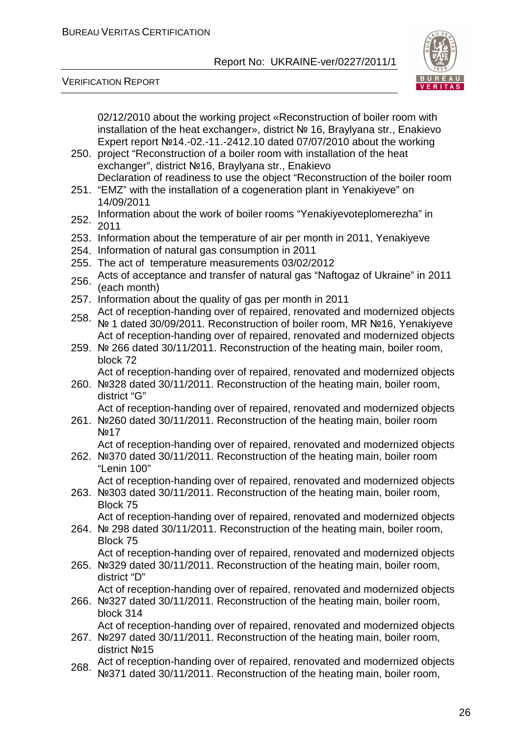02/12/2010 about the working project «Reconstruction of boiler room with installation of the heat exchanger», district № 16, Braylyana str., Enakievo

250. Expert report №14.-02.-11.-2412.10 dated 07/07/2010 about the working project “Reconstruction of a boiler room with installation of the heat exchanger”, district №16, Braylyana str., Enakievo
251. Declaration of readiness to use the object “Reconstruction of the boiler room “EMZ” with the installation of a cogeneration plant in Yenakiyeve” on 14/09/2011
252. Information about the work of boiler rooms “Yenakiyevoteplomerezha” in 2011
253. Information about the temperature of air per month in 2011, Yenakiyeve
254. Information of natural gas consumption in 2011
255. The act of temperature measurements 03/02/2012
256. Acts of acceptance and transfer of natural gas “Naftogaz of Ukraine” in 2011 (each month)
257. Information about the quality of gas per month in 2011
258. Act of reception-handing over of repaired, renovated and modernized objects № 1 dated 30/09/2011. Reconstruction of boiler room, MR №16, Yenakiyeve
259. Act of reception-handing over of repaired, renovated and modernized objects № 266 dated 30/11/2011. Reconstruction of the heating main, boiler room, block 72
260. Act of reception-handing over of repaired, renovated and modernized objects №328 dated 30/11/2011. Reconstruction of the heating main, boiler room, district “G”
261. Act of reception-handing over of repaired, renovated and modernized objects №260 dated 30/11/2011. Reconstruction of the heating main, boiler room №17
262. Act of reception-handing over of repaired, renovated and modernized objects №370 dated 30/11/2011. Reconstruction of the heating main, boiler room “Lenin 100”
263. Act of reception-handing over of repaired, renovated and modernized objects №303 dated 30/11/2011. Reconstruction of the heating main, boiler room, Block 75
264. Act of reception-handing over of repaired, renovated and modernized objects № 298 dated 30/11/2011. Reconstruction of the heating main, boiler room, Block 75
265. Act of reception-handing over of repaired, renovated and modernized objects №329 dated 30/11/2011. Reconstruction of the heating main, boiler room, district “D”
266. Act of reception-handing over of repaired, renovated and modernized objects №327 dated 30/11/2011. Reconstruction of the heating main, boiler room, block 314
267. Act of reception-handing over of repaired, renovated and modernized objects №297 dated 30/11/2011. Reconstruction of the heating main, boiler room, district №15
268. Act of reception-handing over of repaired, renovated and modernized objects №371 dated 30/11/2011. Reconstruction of the heating main, boiler room,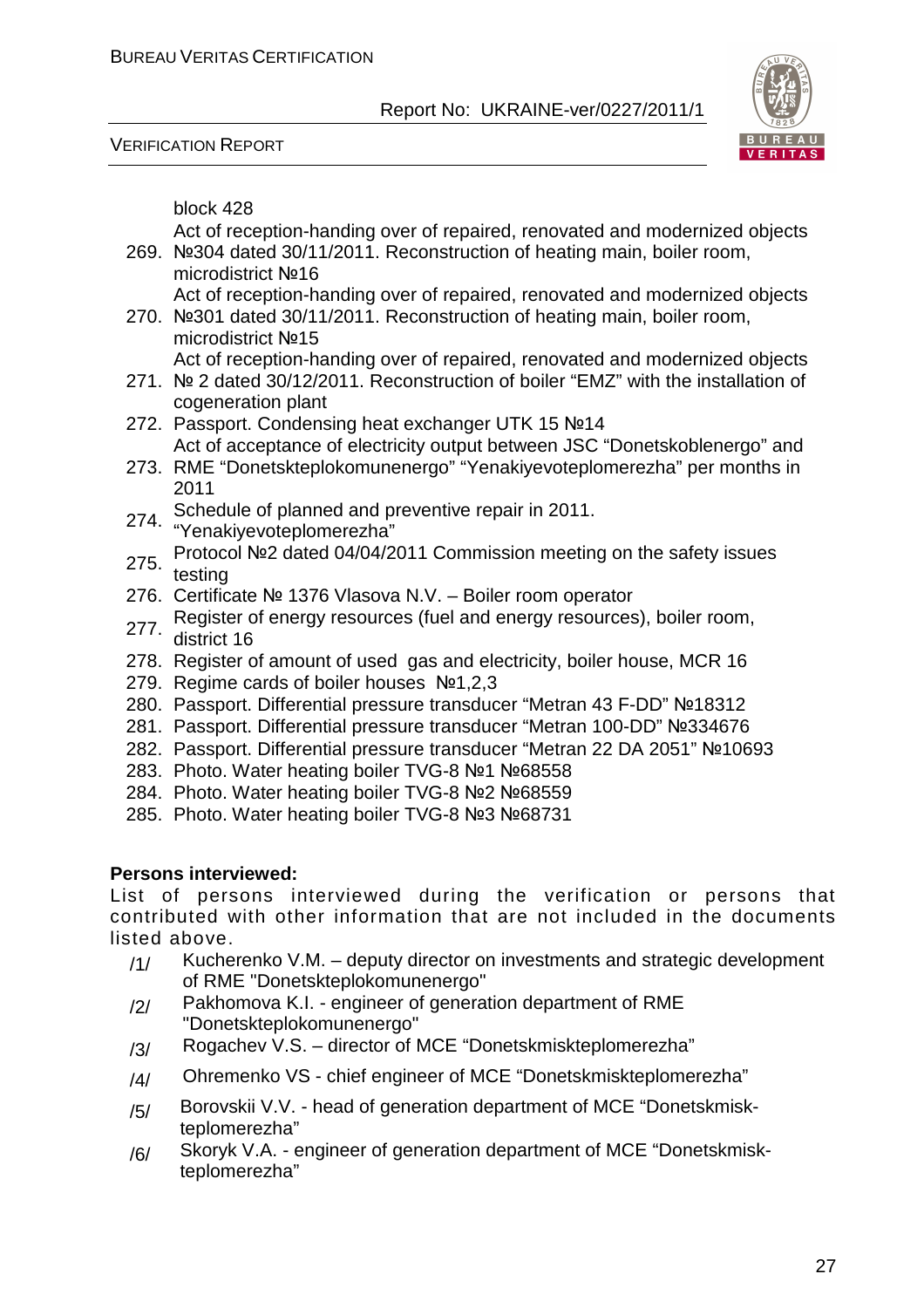block 428

269. Act of reception-handing over of repaired, renovated and modernized objects №304 dated 30/11/2011. Reconstruction of heating main, boiler room, microdistrict №16
270. Act of reception-handing over of repaired, renovated and modernized objects №301 dated 30/11/2011. Reconstruction of heating main, boiler room, microdistrict №15
271. Act of reception-handing over of repaired, renovated and modernized objects № 2 dated 30/12/2011. Reconstruction of boiler "EMZ" with the installation of cogeneration plant
272. Passport. Condensing heat exchanger UTK 15 №14
273. Act of acceptance of electricity output between JSC "Donetskoblenergo" and RME "Donetskteplokomunenergo" "Yenakiyevoteplomerezha" per months in 2011
274. Schedule of planned and preventive repair in 2011. "Yenakiyevoteplomerezha"
275. Protocol №2 dated 04/04/2011 Commission meeting on the safety issues testing
276. Certificate № 1376 Vlasova N.V. – Boiler room operator
277. Register of energy resources (fuel and energy resources), boiler room, district 16
278. Register of amount of used gas and electricity, boiler house, MCR 16
279. Regime cards of boiler houses №1,2,3
280. Passport. Differential pressure transducer "Metran 43 F-DD" №18312
281. Passport. Differential pressure transducer "Metran 100-DD" №334676
282. Passport. Differential pressure transducer "Metran 22 DA 2051" №10693
283. Photo. Water heating boiler TVG-8 №1 №68558
284. Photo. Water heating boiler TVG-8 №2 №68559
285. Photo. Water heating boiler TVG-8 №3 №68731

**Persons interviewed:**

List of persons interviewed during the verification or persons that contributed with other information that are not included in the documents listed above.

/1/ Kucherenko V.M. – deputy director on investments and strategic development of RME "Donetskteplokomunenergo"

/2/ Pakhomova K.I. - engineer of generation department of RME "Donetskteplokomunenergo"

/3/ Rogachev V.S. – director of MCE "Donetskmiskteplomerezha"

/4/ Ohremenko VS - chief engineer of MCE "Donetskmiskteplomerezha"

/5/ Borovskii V.V. - head of generation department of MCE "Donetskmisk-teplomerezha"

/6/ Skoryk V.A. - engineer of generation department of MCE "Donetskmisk-teplomerezha"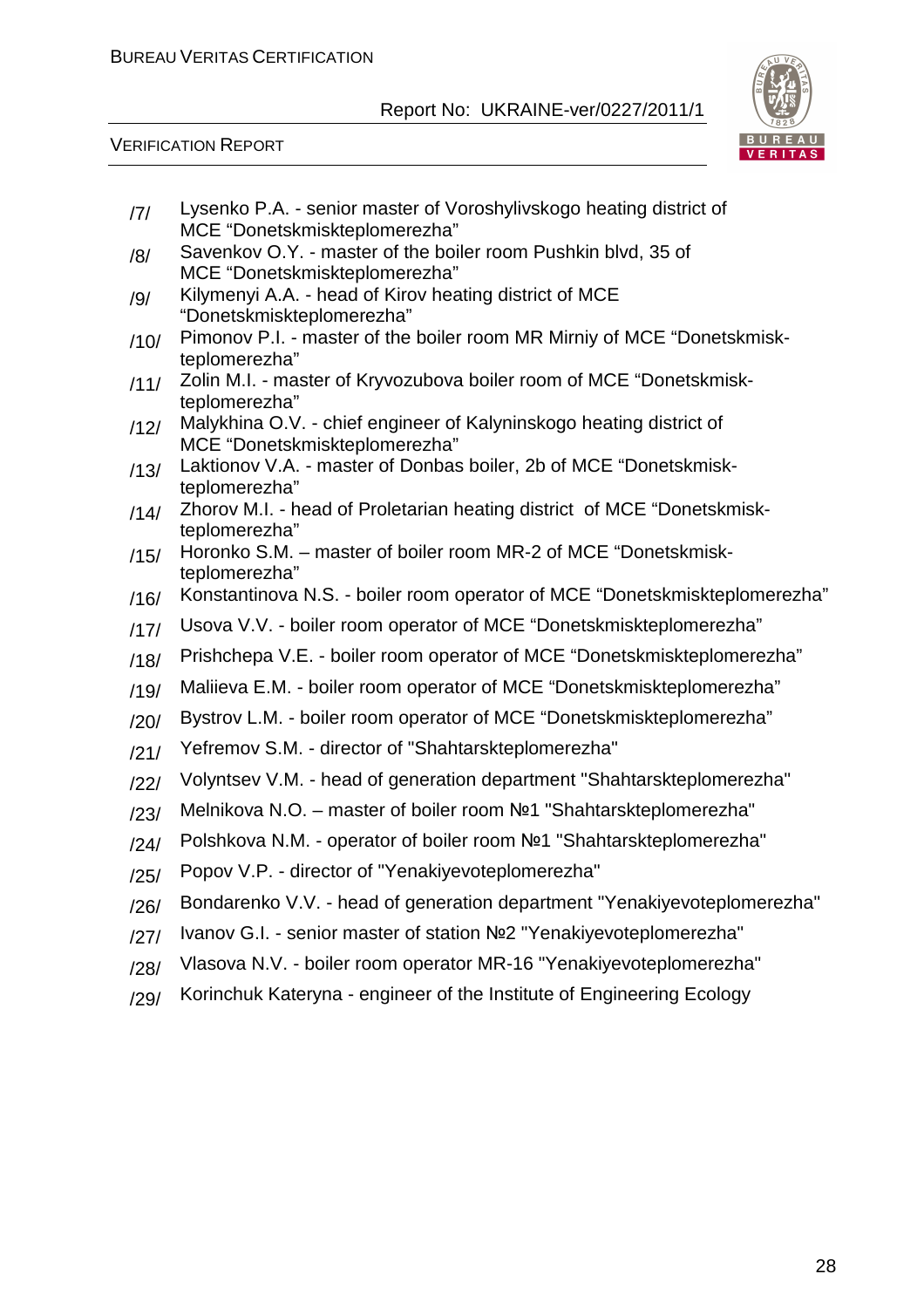/7/ Lysenko P.A. - senior master of Voroshylivskogo heating district of MCE "Donetskmiskteplomerezha"

/8/ Savenkov O.Y. - master of the boiler room Pushkin blvd, 35 of MCE "Donetskmiskteplomerezha"

/9/ Kilymenyi A.A. - head of Kirov heating district of MCE "Donetskmiskteplomerezha"

/10/ Pimonov P.I. - master of the boiler room MR Mirniy of MCE "Donetskmisk-teplomerezha"

/11/ Zolin M.I. - master of Kryvozubova boiler room of MCE "Donetskmisk-teplomerezha"

/12/ Malykhina O.V. - chief engineer of Kalyninskogo heating district of MCE "Donetskmiskteplomerezha"

/13/ Laktionov V.A. - master of Donbas boiler, 2b of MCE "Donetskmisk-teplomerezha"

/14/ Zhorov M.I. - head of Proletarian heating district of MCE "Donetskmisk-teplomerezha"

/15/ Horonko S.M. – master of boiler room MR-2 of MCE "Donetskmisk-teplomerezha"

/16/ Konstantinova N.S. - boiler room operator of MCE "Donetskmiskteplomerezha"

/17/ Usova V.V. - boiler room operator of MCE "Donetskmiskteplomerezha"

/18/ Prishchepa V.E. - boiler room operator of MCE "Donetskmiskteplomerezha"

/19/ Maliieva E.M. - boiler room operator of MCE "Donetskmiskteplomerezha"

/20/ Bystrov L.M. - boiler room operator of MCE "Donetskmiskteplomerezha"

/21/ Yefremov S.M. - director of "Shahtarskteplomerezha"

/22/ Volyntsev V.M. - head of generation department "Shahtarskteplomerezha"

/23/ Melnikova N.O. – master of boiler room №1 "Shahtarskteplomerezha"

/24/ Polshkova N.M. - operator of boiler room №1 "Shahtarskteplomerezha"

/25/ Popov V.P. - director of "Yenakiyevoteplomerezha"

/26/ Bondarenko V.V. - head of generation department "Yenakiyevoteplomerezha"

/27/ Ivanov G.I. - senior master of station №2 "Yenakiyevoteplomerezha"

/28/ Vlasova N.V. - boiler room operator MR-16 "Yenakiyevoteplomerezha"

/29/ Korinchuk Kateryna - engineer of the Institute of Engineering Ecology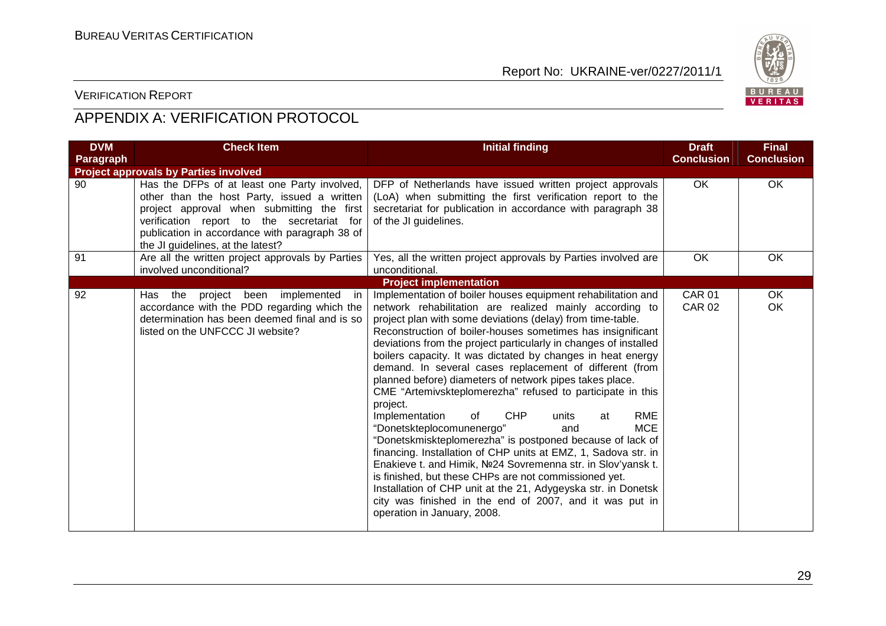## APPENDIX A: VERIFICATION PROTOCOL

| DVM Paragraph | Check Item | Initial finding | Draft Conclusion | Final Conclusion |
|---|---|---|---|---|
| **Project approvals by Parties involved** | | | | |
| 90 | Has the DFPs of at least one Party involved, other than the host Party, issued a written project approval when submitting the first verification report to the secretariat for publication in accordance with paragraph 38 of the JI guidelines, at the latest? | DFP of Netherlands have issued written project approvals (LoA) when submitting the first verification report to the secretariat for publication in accordance with paragraph 38 of the JI guidelines. | OK | OK |
| 91 | Are all the written project approvals by Parties involved unconditional? | Yes, all the written project approvals by Parties involved are unconditional. | OK | OK |
| **Project implementation** | | | | |
| 92 | Has the project been implemented in accordance with the PDD regarding which the determination has been deemed final and is so listed on the UNFCCC JI website? | Implementation of boiler houses equipment rehabilitation and network rehabilitation are realized mainly according to project plan with some deviations (delay) from time-table.<br>Reconstruction of boiler-houses sometimes has insignificant deviations from the project particularly in changes of installed boilers capacity. It was dictated by changes in heat energy demand. In several cases replacement of different (from planned before) diameters of network pipes takes place.<br>CME "Artemivskteplomerezha" refused to participate in this project.<br>Implementation of CHP units at RME "Donetskteplocomunenergo" and MCE "Donetskmiskteplomerezha" is postponed because of lack of financing. Installation of CHP units at EMZ, 1, Sadova str. in Enakieve t. and Himik, №24 Sovremenna str. in Slov'yansk t. is finished, but these CHPs are not commissioned yet.<br>Installation of CHP unit at the 21, Adygeyska str. in Donetsk city was finished in the end of 2007, and it was put in operation in January, 2008. | CAR 01<br>CAR 02 | OK<br>OK |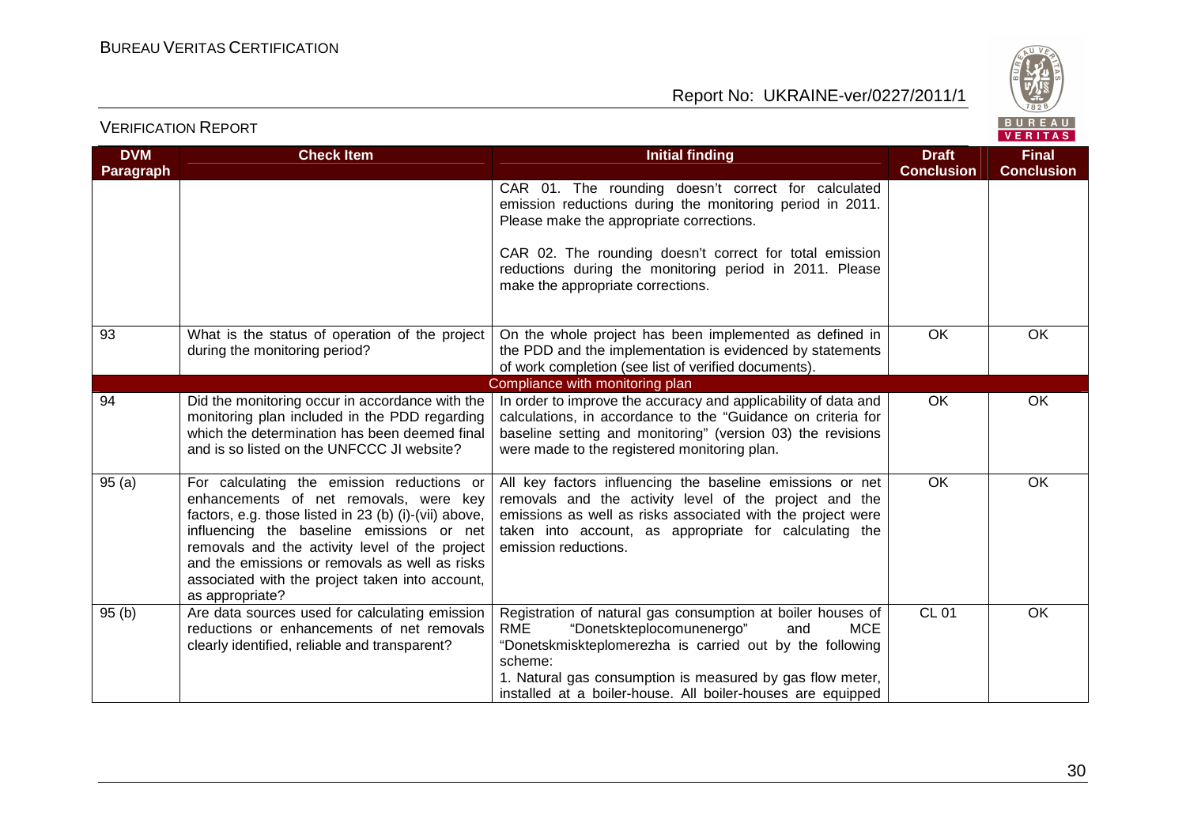| DVM Paragraph | Check Item | Initial finding | Draft Conclusion | Final Conclusion |
|---|---|---|---|---|
| | | CAR 01. The rounding doesn't correct for calculated emission reductions during the monitoring period in 2011. Please make the appropriate corrections.<br><br>CAR 02. The rounding doesn't correct for total emission reductions during the monitoring period in 2011. Please make the appropriate corrections. | | |
| 93 | What is the status of operation of the project during the monitoring period? | On the whole project has been implemented as defined in the PDD and the implementation is evidenced by statements of work completion (see list of verified documents). | OK | OK |
| Compliance with monitoring plan | | | | |
| 94 | Did the monitoring occur in accordance with the monitoring plan included in the PDD regarding which the determination has been deemed final and is so listed on the UNFCCC JI website? | In order to improve the accuracy and applicability of data and calculations, in accordance to the "Guidance on criteria for baseline setting and monitoring" (version 03) the revisions were made to the registered monitoring plan. | OK | OK |
| 95 (a) | For calculating the emission reductions or enhancements of net removals, were key factors, e.g. those listed in 23 (b) (i)-(vii) above, influencing the baseline emissions or net removals and the activity level of the project and the emissions or removals as well as risks associated with the project taken into account, as appropriate? | All key factors influencing the baseline emissions or net removals and the activity level of the project and the emissions as well as risks associated with the project were taken into account, as appropriate for calculating the emission reductions. | OK | OK |
| 95 (b) | Are data sources used for calculating emission reductions or enhancements of net removals clearly identified, reliable and transparent? | Registration of natural gas consumption at boiler houses of RME "Donetskteplocomunenergo" and MCE "Donetskmiskteplomerezha is carried out by the following scheme:<br>1. Natural gas consumption is measured by gas flow meter, installed at a boiler-house. All boiler-houses are equipped | CL 01 | OK |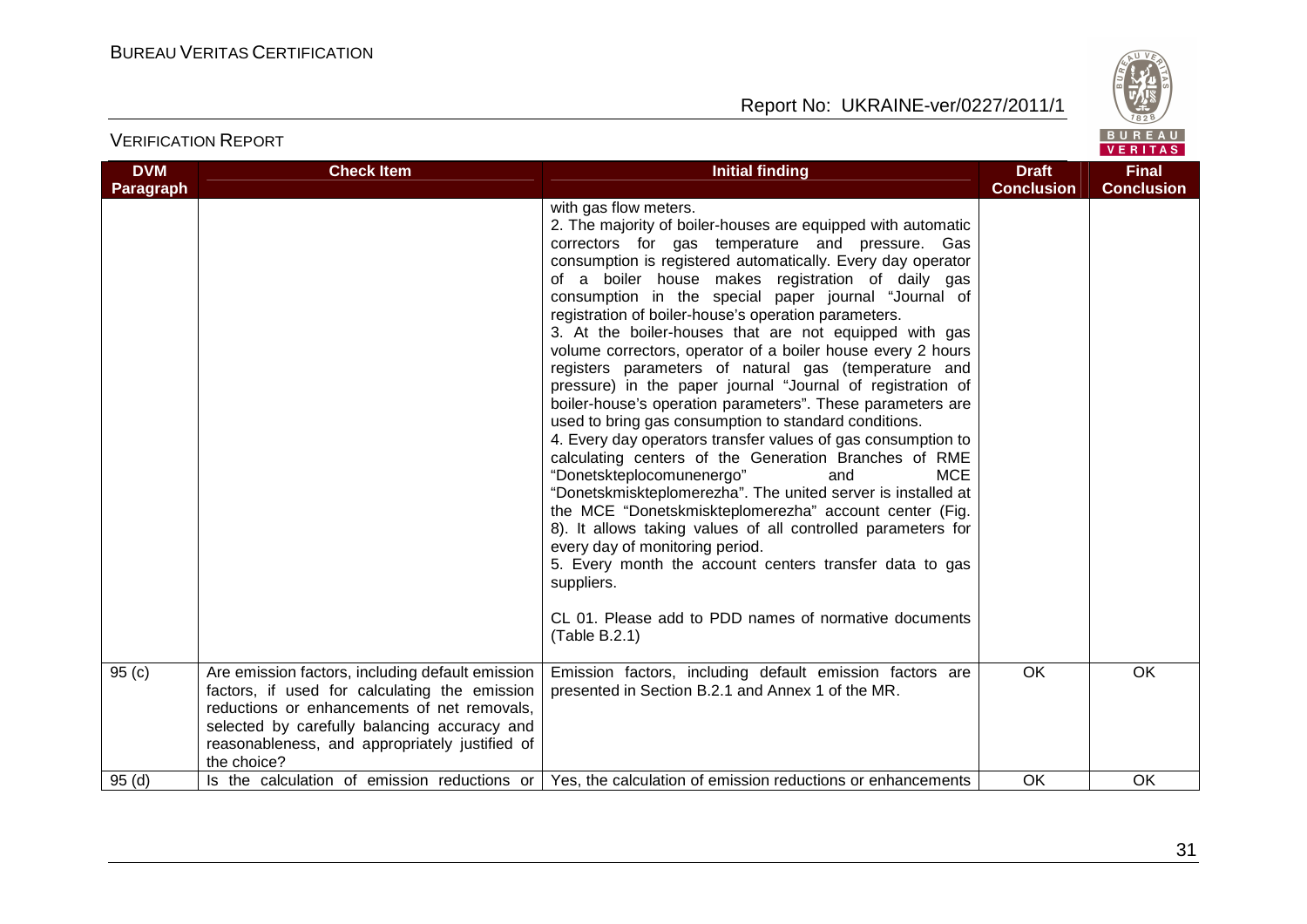| DVM Paragraph | Check Item | Initial finding | Draft Conclusion | Final Conclusion |
|---|---|---|---|---|
| | | with gas flow meters.<br>2. The majority of boiler-houses are equipped with automatic correctors for gas temperature and pressure. Gas consumption is registered automatically. Every day operator of a boiler house makes registration of daily gas consumption in the special paper journal "Journal of registration of boiler-house's operation parameters.<br>3. At the boiler-houses that are not equipped with gas volume correctors, operator of a boiler house every 2 hours registers parameters of natural gas (temperature and pressure) in the paper journal "Journal of registration of boiler-house's operation parameters". These parameters are used to bring gas consumption to standard conditions.<br>4. Every day operators transfer values of gas consumption to calculating centers of the Generation Branches of RME "Donetskteplocomunenergo" and MCE "Donetskmiskteplomerezha". The united server is installed at the MCE "Donetskmiskteplomerezha" account center (Fig. 8). It allows taking values of all controlled parameters for every day of monitoring period.<br>5. Every month the account centers transfer data to gas suppliers.<br><br>CL 01. Please add to PDD names of normative documents (Table B.2.1) | | |
| 95 (c) | Are emission factors, including default emission factors, if used for calculating the emission reductions or enhancements of net removals, selected by carefully balancing accuracy and reasonableness, and appropriately justified of the choice? | Emission factors, including default emission factors are presented in Section B.2.1 and Annex 1 of the MR. | OK | OK |
| 95 (d) | Is the calculation of emission reductions or | Yes, the calculation of emission reductions or enhancements | OK | OK |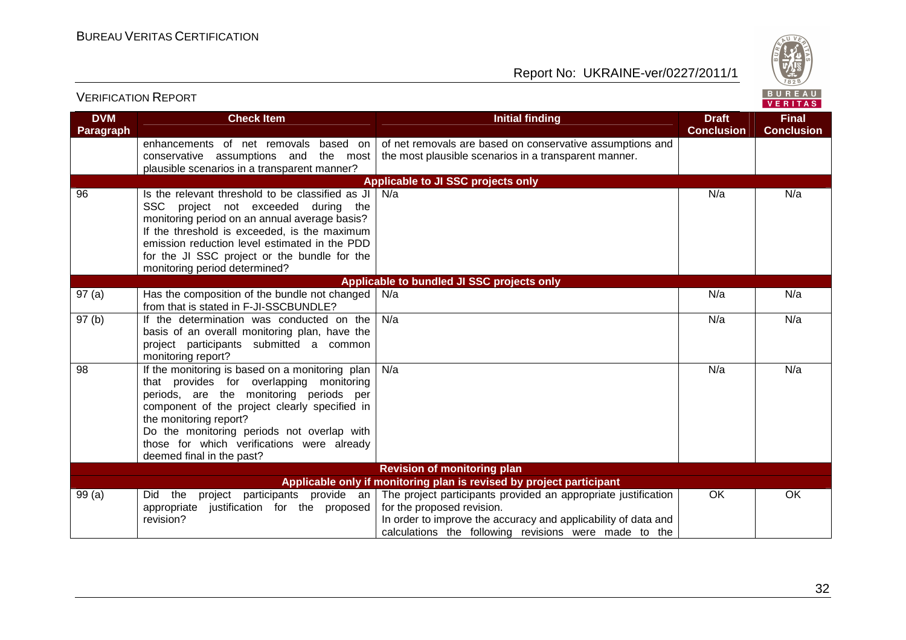| DVM Paragraph | Check Item | Initial finding | Draft Conclusion | Final Conclusion |
|---|---|---|---|---|
| | enhancements of net removals based on conservative assumptions and the most plausible scenarios in a transparent manner? | of net removals are based on conservative assumptions and the most plausible scenarios in a transparent manner. | | |
| **Applicable to JI SSC projects only** | | | | |
| 96 | Is the relevant threshold to be classified as JI SSC project not exceeded during the monitoring period on an annual average basis? If the threshold is exceeded, is the maximum emission reduction level estimated in the PDD for the JI SSC project or the bundle for the monitoring period determined? | N/a | N/a | N/a |
| **Applicable to bundled JI SSC projects only** | | | | |
| 97 (a) | Has the composition of the bundle not changed from that is stated in F-JI-SSCBUNDLE? | N/a | N/a | N/a |
| 97 (b) | If the determination was conducted on the basis of an overall monitoring plan, have the project participants submitted a common monitoring report? | N/a | N/a | N/a |
| 98 | If the monitoring is based on a monitoring plan that provides for overlapping monitoring periods, are the monitoring periods per component of the project clearly specified in the monitoring report? Do the monitoring periods not overlap with those for which verifications were already deemed final in the past? | N/a | N/a | N/a |
| **Revision of monitoring plan** | | | | |
| **Applicable only if monitoring plan is revised by project participant** | | | | |
| 99 (a) | Did the project participants provide an appropriate justification for the proposed revision? | The project participants provided an appropriate justification for the proposed revision. In order to improve the accuracy and applicability of data and calculations the following revisions were made to the | OK | OK |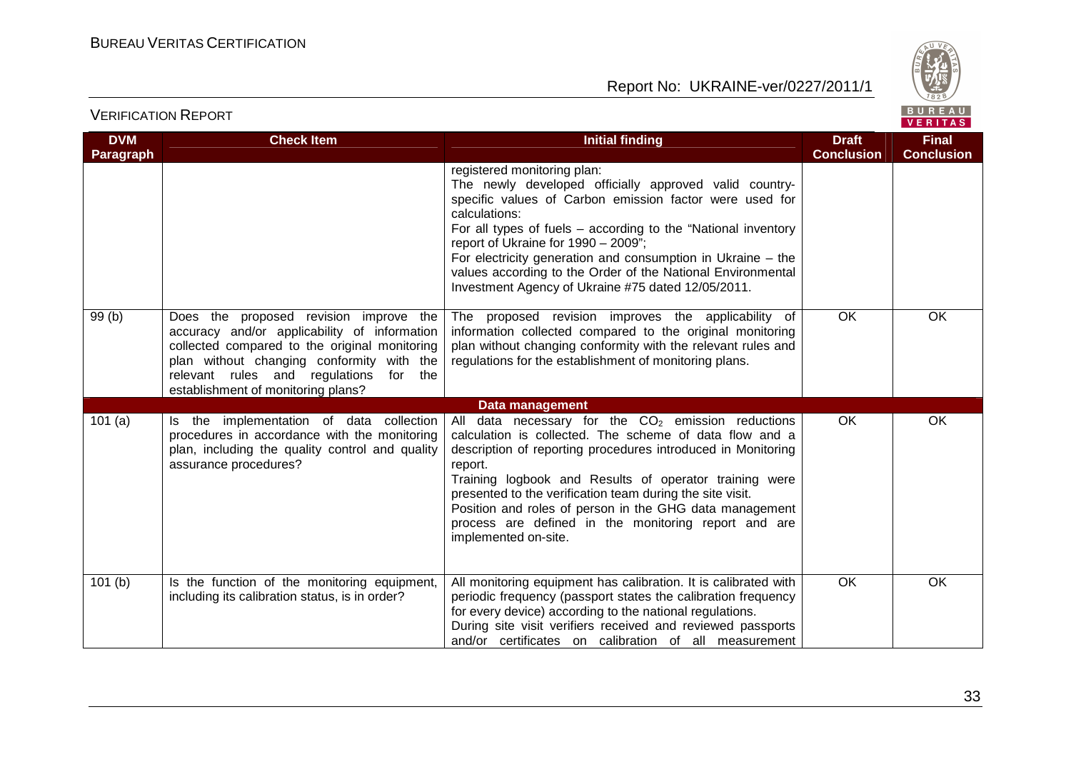| DVM Paragraph | Check Item | Initial finding | Draft Conclusion | Final Conclusion |
|---|---|---|---|---|
| | | registered monitoring plan:<br>The newly developed officially approved valid country-specific values of Carbon emission factor were used for calculations:<br>For all types of fuels – according to the "National inventory report of Ukraine for 1990 – 2009";<br>For electricity generation and consumption in Ukraine – the values according to the Order of the National Environmental Investment Agency of Ukraine #75 dated 12/05/2011. | | |
| 99 (b) | Does the proposed revision improve the accuracy and/or applicability of information collected compared to the original monitoring plan without changing conformity with the relevant rules and regulations for the establishment of monitoring plans? | The proposed revision improves the applicability of information collected compared to the original monitoring plan without changing conformity with the relevant rules and regulations for the establishment of monitoring plans. | OK | OK |
| | | **Data management** | | |
| 101 (a) | Is the implementation of data collection procedures in accordance with the monitoring plan, including the quality control and quality assurance procedures? | All data necessary for the $CO_2$ emission reductions calculation is collected. The scheme of data flow and a description of reporting procedures introduced in Monitoring report.<br>Training logbook and Results of operator training were presented to the verification team during the site visit.<br>Position and roles of person in the GHG data management process are defined in the monitoring report and are implemented on-site. | OK | OK |
| 101 (b) | Is the function of the monitoring equipment, including its calibration status, is in order? | All monitoring equipment has calibration. It is calibrated with periodic frequency (passport states the calibration frequency for every device) according to the national regulations.<br>During site visit verifiers received and reviewed passports and/or certificates on calibration of all measurement | OK | OK |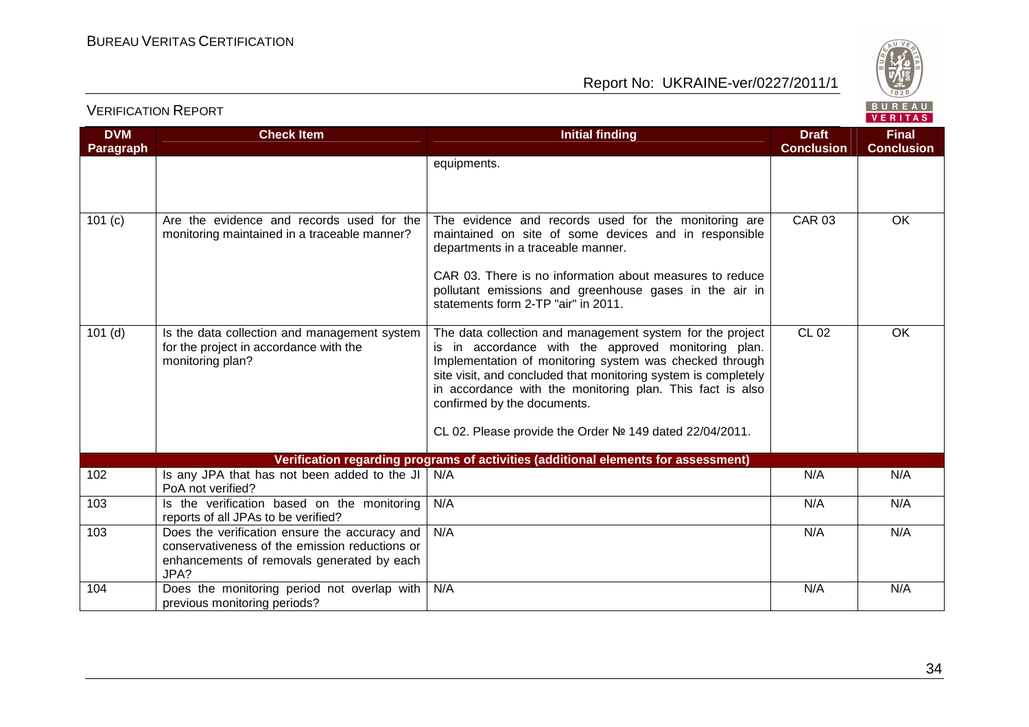| DVM Paragraph | Check Item | Initial finding | Draft Conclusion | Final Conclusion |
|---|---|---|---|---|
| | | equipments. | | |
| 101 (c) | Are the evidence and records used for the monitoring maintained in a traceable manner? | The evidence and records used for the monitoring are maintained on site of some devices and in responsible departments in a traceable manner.<br><br>CAR 03. There is no information about measures to reduce pollutant emissions and greenhouse gases in the air in statements form 2-TP "air" in 2011. | CAR 03 | OK |
| 101 (d) | Is the data collection and management system for the project in accordance with the monitoring plan? | The data collection and management system for the project is in accordance with the approved monitoring plan. Implementation of monitoring system was checked through site visit, and concluded that monitoring system is completely in accordance with the monitoring plan. This fact is also confirmed by the documents.<br><br>CL 02. Please provide the Order № 149 dated 22/04/2011. | CL 02 | OK |
| **Verification regarding programs of activities (additional elements for assessment)** | | | | |
| 102 | Is any JPA that has not been added to the JI PoA not verified? | N/A | N/A | N/A |
| 103 | Is the verification based on the monitoring reports of all JPAs to be verified? | N/A | N/A | N/A |
| 103 | Does the verification ensure the accuracy and conservativeness of the emission reductions or enhancements of removals generated by each JPA? | N/A | N/A | N/A |
| 104 | Does the monitoring period not overlap with previous monitoring periods? | N/A | N/A | N/A |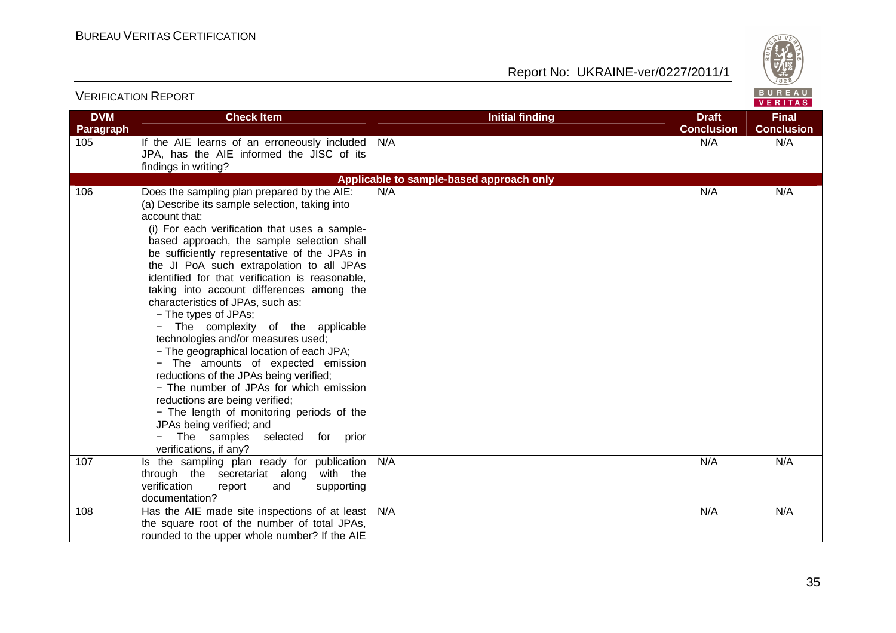| DVM Paragraph | Check Item | Initial finding | Draft Conclusion | Final Conclusion |
|---|---|---|---|---|
| 105 | If the AIE learns of an erroneously included JPA, has the AIE informed the JISC of its findings in writing? | N/A | N/A | N/A |
| | | **Applicable to sample-based approach only** | | |
| 106 | Does the sampling plan prepared by the AIE:<br>(a) Describe its sample selection, taking into account that:<br>(i) For each verification that uses a sample-based approach, the sample selection shall be sufficiently representative of the JPAs in the JI PoA such extrapolation to all JPAs identified for that verification is reasonable, taking into account differences among the characteristics of JPAs, such as:<br>− The types of JPAs;<br>− The complexity of the applicable technologies and/or measures used;<br>− The geographical location of each JPA;<br>− The amounts of expected emission reductions of the JPAs being verified;<br>− The number of JPAs for which emission reductions are being verified;<br>− The length of monitoring periods of the JPAs being verified; and<br>− The samples selected for prior verifications, if any? | N/A | N/A | N/A |
| 107 | Is the sampling plan ready for publication through the secretariat along with the verification report and supporting documentation? | N/A | N/A | N/A |
| 108 | Has the AIE made site inspections of at least the square root of the number of total JPAs, rounded to the upper whole number? If the AIE | N/A | N/A | N/A |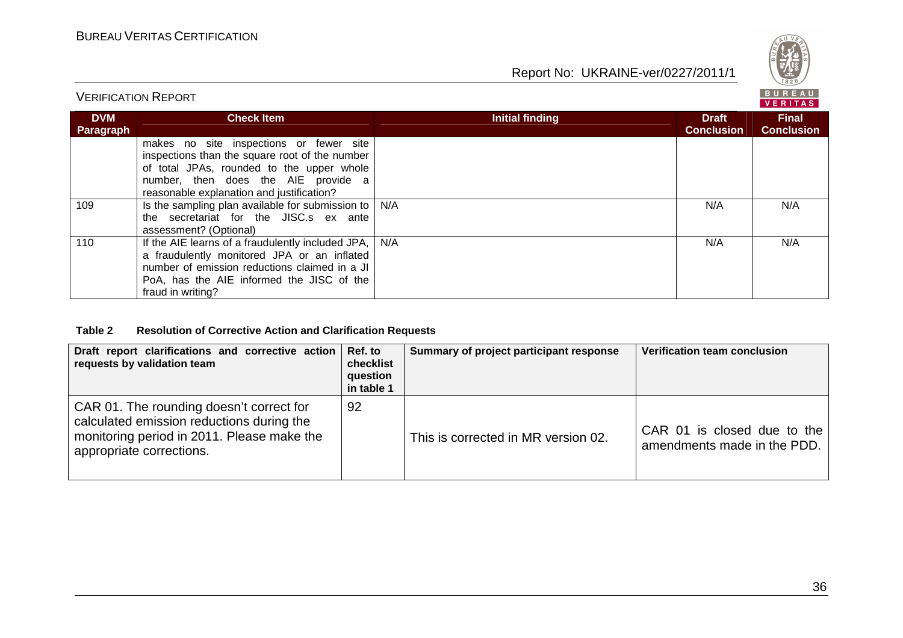| DVM Paragraph | Check Item | Initial finding | Draft Conclusion | Final Conclusion |
|---|---|---|---|---|
| | makes no site inspections or fewer site inspections than the square root of the number of total JPAs, rounded to the upper whole number, then does the AIE provide a reasonable explanation and justification? | | | |
| 109 | Is the sampling plan available for submission to the secretariat for the JISC.s ex ante assessment? (Optional) | N/A | N/A | N/A |
| 110 | If the AIE learns of a fraudulently included JPA, a fraudulently monitored JPA or an inflated number of emission reductions claimed in a JI PoA, has the AIE informed the JISC of the fraud in writing? | N/A | N/A | N/A |

**Table 2 Resolution of Corrective Action and Clarification Requests**

| Draft report clarifications and corrective action requests by validation team | Ref. to checklist question in table 1 | Summary of project participant response | Verification team conclusion |
|---|---|---|---|
| CAR 01. The rounding doesn't correct for calculated emission reductions during the monitoring period in 2011. Please make the appropriate corrections. | 92 | This is corrected in MR version 02. | CAR 01 is closed due to the amendments made in the PDD. |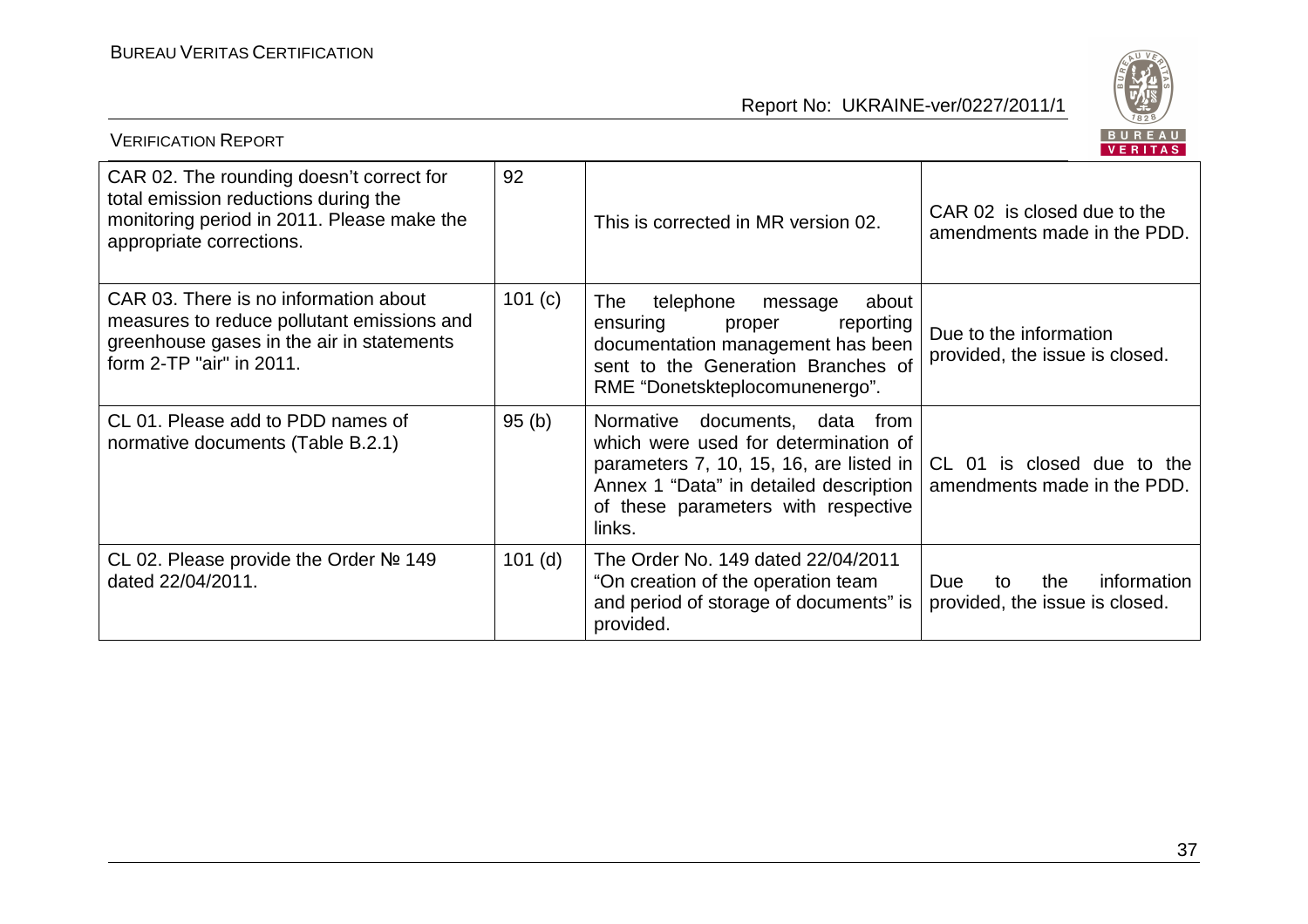| | | | |
|---|---|---|---|
| CAR 02. The rounding doesn't correct for total emission reductions during the monitoring period in 2011. Please make the appropriate corrections. | 92 | This is corrected in MR version 02. | CAR 02 is closed due to the amendments made in the PDD. |
| CAR 03. There is no information about measures to reduce pollutant emissions and greenhouse gases in the air in statements form 2-TP "air" in 2011. | 101 (c) | The telephone message about ensuring proper reporting documentation management has been sent to the Generation Branches of RME "Donetskteplocomunenergo". | Due to the information provided, the issue is closed. |
| CL 01. Please add to PDD names of normative documents (Table B.2.1) | 95 (b) | Normative documents, data from which were used for determination of parameters 7, 10, 15, 16, are listed in Annex 1 "Data" in detailed description of these parameters with respective links. | CL 01 is closed due to the amendments made in the PDD. |
| CL 02. Please provide the Order № 149 dated 22/04/2011. | 101 (d) | The Order No. 149 dated 22/04/2011 "On creation of the operation team and period of storage of documents" is provided. | Due to the information provided, the issue is closed. |